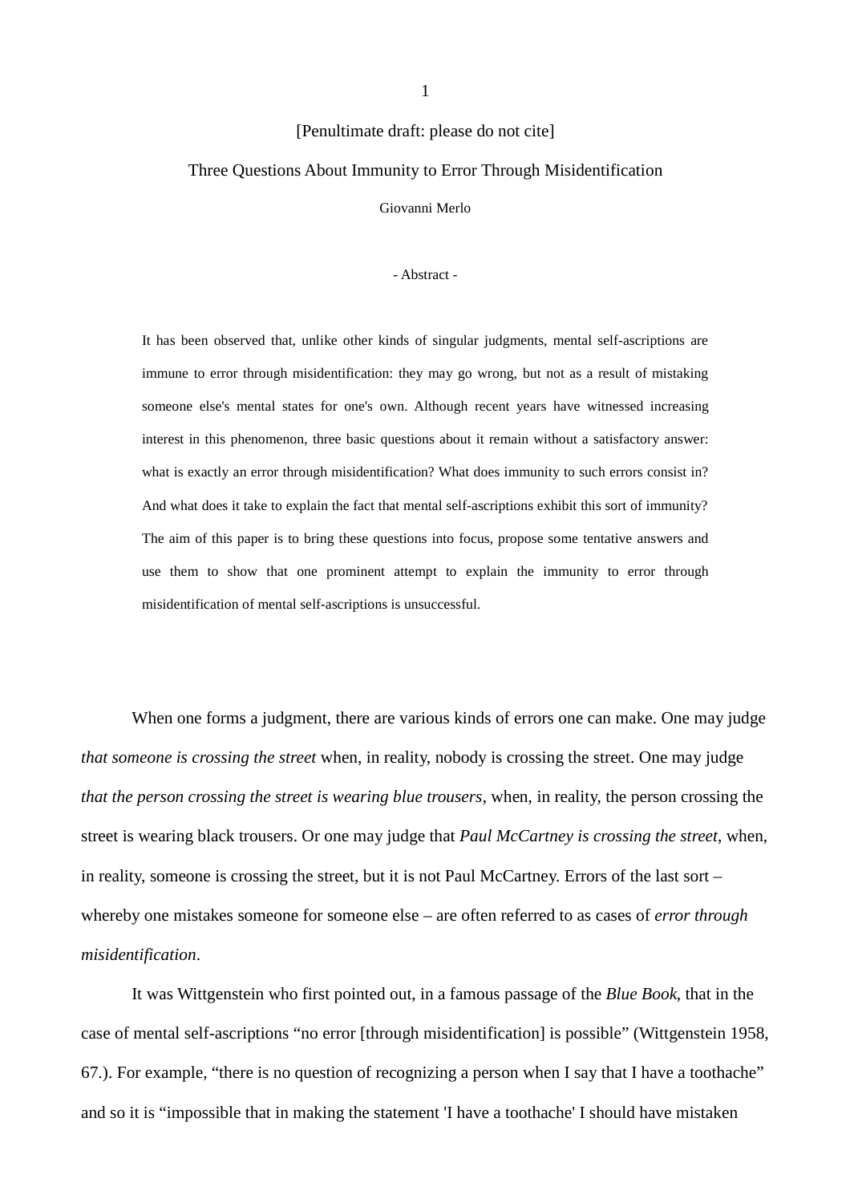[Penultimate draft: please do not cite]

# Three Questions About Immunity to Error Through Misidentification

Giovanni Merlo

- Abstract -

It has been observed that, unlike other kinds of singular judgments, mental self-ascriptions are immune to error through misidentification: they may go wrong, but not as a result of mistaking someone else's mental states for one's own. Although recent years have witnessed increasing interest in this phenomenon, three basic questions about it remain without a satisfactory answer: what is exactly an error through misidentification? What does immunity to such errors consist in? And what does it take to explain the fact that mental self-ascriptions exhibit this sort of immunity? The aim of this paper is to bring these questions into focus, propose some tentative answers and use them to show that one prominent attempt to explain the immunity to error through misidentification of mental self-ascriptions is unsuccessful.

When one forms a judgment, there are various kinds of errors one can make. One may judge *that someone is crossing the street* when, in reality, nobody is crossing the street. One may judge *that the person crossing the street is wearing blue trousers*, when, in reality, the person crossing the street is wearing black trousers. Or one may judge that *Paul McCartney is crossing the street*, when, in reality, someone is crossing the street, but it is not Paul McCartney. Errors of the last sort – whereby one mistakes someone for someone else – are often referred to as cases of *error through misidentification*.

It was Wittgenstein who first pointed out, in a famous passage of the *Blue Book*, that in the case of mental self-ascriptions "no error [through misidentification] is possible" (Wittgenstein 1958, 67.). For example, "there is no question of recognizing a person when I say that I have a toothache" and so it is "impossible that in making the statement 'I have a toothache' I should have mistaken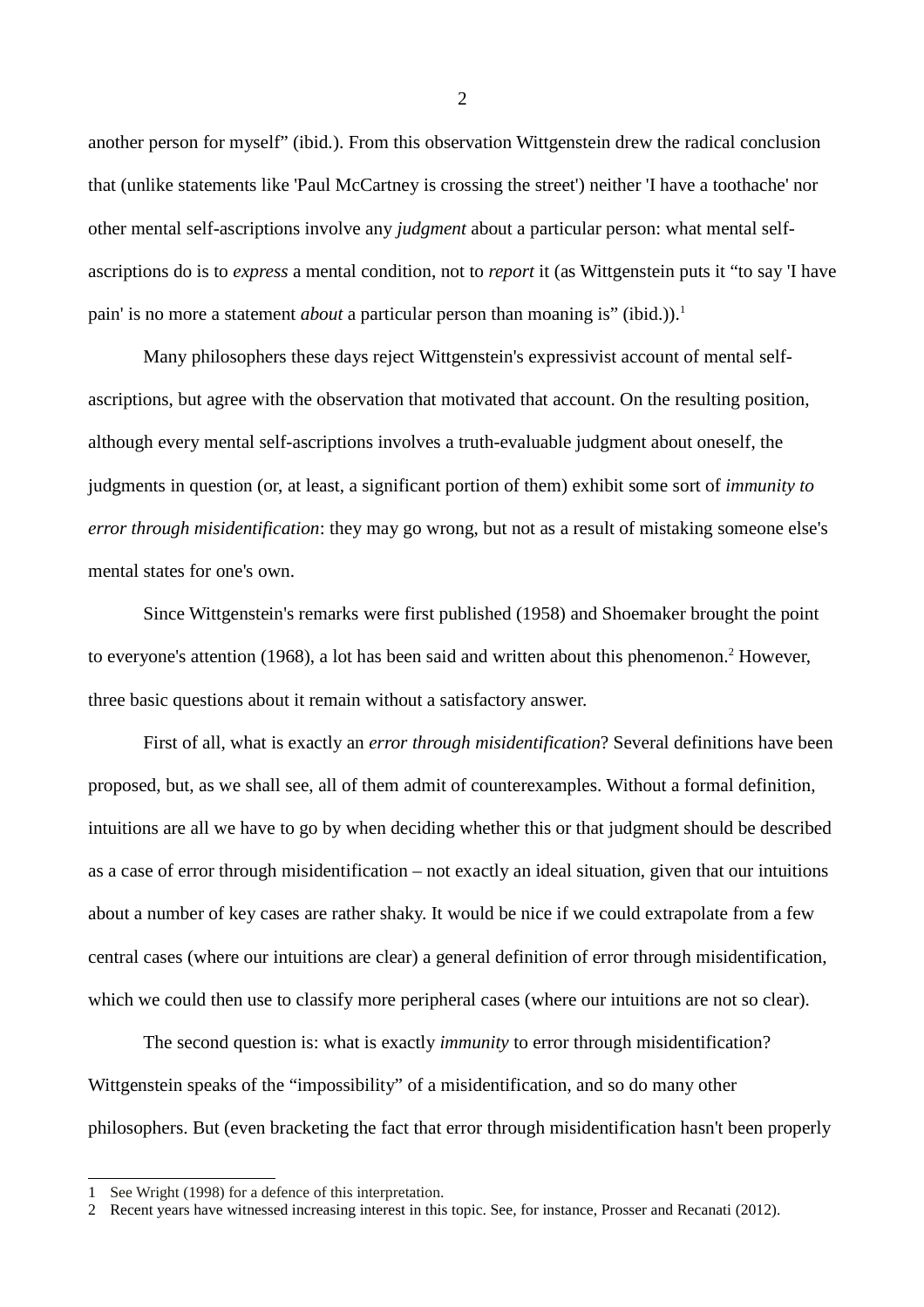another person for myself" (ibid.). From this observation Wittgenstein drew the radical conclusion that (unlike statements like 'Paul McCartney is crossing the street') neither 'I have a toothache' nor other mental self-ascriptions involve any *judgment* about a particular person: what mental self-ascriptions do is to *express* a mental condition, not to *report* it (as Wittgenstein puts it "to say 'I have pain' is no more a statement *about* a particular person than moaning is" (ibid.)).[1]

Many philosophers these days reject Wittgenstein's expressivist account of mental self-ascriptions, but agree with the observation that motivated that account. On the resulting position, although every mental self-ascriptions involves a truth-evaluable judgment about oneself, the judgments in question (or, at least, a significant portion of them) exhibit some sort of *immunity to error through misidentification*: they may go wrong, but not as a result of mistaking someone else's mental states for one's own.

Since Wittgenstein's remarks were first published (1958) and Shoemaker brought the point to everyone's attention (1968), a lot has been said and written about this phenomenon.[2] However, three basic questions about it remain without a satisfactory answer.

First of all, what is exactly an *error through misidentification*? Several definitions have been proposed, but, as we shall see, all of them admit of counterexamples. Without a formal definition, intuitions are all we have to go by when deciding whether this or that judgment should be described as a case of error through misidentification – not exactly an ideal situation, given that our intuitions about a number of key cases are rather shaky. It would be nice if we could extrapolate from a few central cases (where our intuitions are clear) a general definition of error through misidentification, which we could then use to classify more peripheral cases (where our intuitions are not so clear).

The second question is: what is exactly *immunity* to error through misidentification? Wittgenstein speaks of the "impossibility" of a misidentification, and so do many other philosophers. But (even bracketing the fact that error through misidentification hasn't been properly

---

1 See Wright (1998) for a defence of this interpretation.

2 Recent years have witnessed increasing interest in this topic. See, for instance, Prosser and Recanati (2012).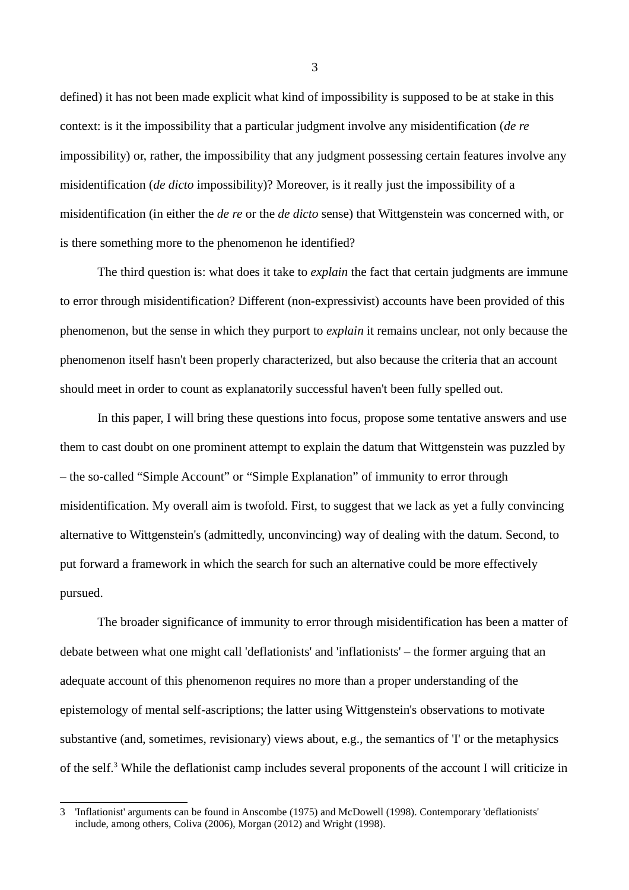defined) it has not been made explicit what kind of impossibility is supposed to be at stake in this context: is it the impossibility that a particular judgment involve any misidentification (*de re* impossibility) or, rather, the impossibility that any judgment possessing certain features involve any misidentification (*de dicto* impossibility)? Moreover, is it really just the impossibility of a misidentification (in either the *de re* or the *de dicto* sense) that Wittgenstein was concerned with, or is there something more to the phenomenon he identified?

The third question is: what does it take to *explain* the fact that certain judgments are immune to error through misidentification? Different (non-expressivist) accounts have been provided of this phenomenon, but the sense in which they purport to *explain* it remains unclear, not only because the phenomenon itself hasn't been properly characterized, but also because the criteria that an account should meet in order to count as explanatorily successful haven't been fully spelled out.

In this paper, I will bring these questions into focus, propose some tentative answers and use them to cast doubt on one prominent attempt to explain the datum that Wittgenstein was puzzled by – the so-called "Simple Account" or "Simple Explanation" of immunity to error through misidentification. My overall aim is twofold. First, to suggest that we lack as yet a fully convincing alternative to Wittgenstein's (admittedly, unconvincing) way of dealing with the datum. Second, to put forward a framework in which the search for such an alternative could be more effectively pursued.

The broader significance of immunity to error through misidentification has been a matter of debate between what one might call 'deflationists' and 'inflationists' – the former arguing that an adequate account of this phenomenon requires no more than a proper understanding of the epistemology of mental self-ascriptions; the latter using Wittgenstein's observations to motivate substantive (and, sometimes, revisionary) views about, e.g., the semantics of 'I' or the metaphysics of the self.[3] While the deflationist camp includes several proponents of the account I will criticize in

3 'Inflationist' arguments can be found in Anscombe (1975) and McDowell (1998). Contemporary 'deflationists' include, among others, Coliva (2006), Morgan (2012) and Wright (1998).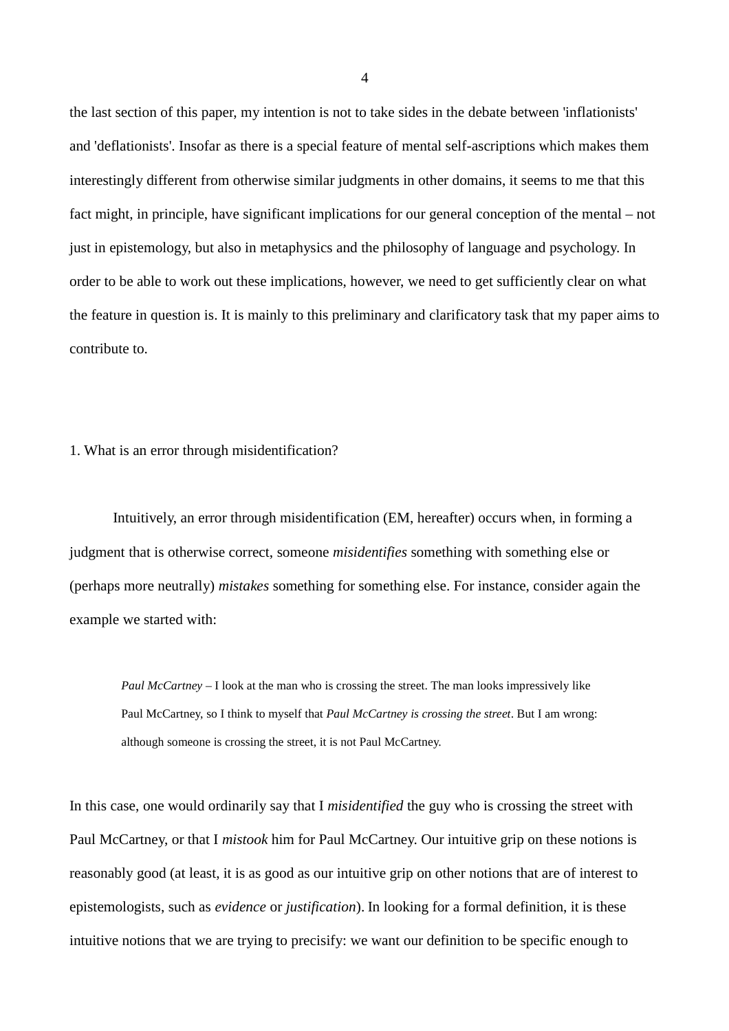the last section of this paper, my intention is not to take sides in the debate between 'inflationists' and 'deflationists'. Insofar as there is a special feature of mental self-ascriptions which makes them interestingly different from otherwise similar judgments in other domains, it seems to me that this fact might, in principle, have significant implications for our general conception of the mental – not just in epistemology, but also in metaphysics and the philosophy of language and psychology. In order to be able to work out these implications, however, we need to get sufficiently clear on what the feature in question is. It is mainly to this preliminary and clarificatory task that my paper aims to contribute to.

## 1. What is an error through misidentification?

Intuitively, an error through misidentification (EM, hereafter) occurs when, in forming a judgment that is otherwise correct, someone *misidentifies* something with something else or (perhaps more neutrally) *mistakes* something for something else. For instance, consider again the example we started with:

> *Paul McCartney* – I look at the man who is crossing the street. The man looks impressively like Paul McCartney, so I think to myself that *Paul McCartney is crossing the street*. But I am wrong: although someone is crossing the street, it is not Paul McCartney.

In this case, one would ordinarily say that I *misidentified* the guy who is crossing the street with Paul McCartney, or that I *mistook* him for Paul McCartney. Our intuitive grip on these notions is reasonably good (at least, it is as good as our intuitive grip on other notions that are of interest to epistemologists, such as *evidence* or *justification*). In looking for a formal definition, it is these intuitive notions that we are trying to precisify: we want our definition to be specific enough to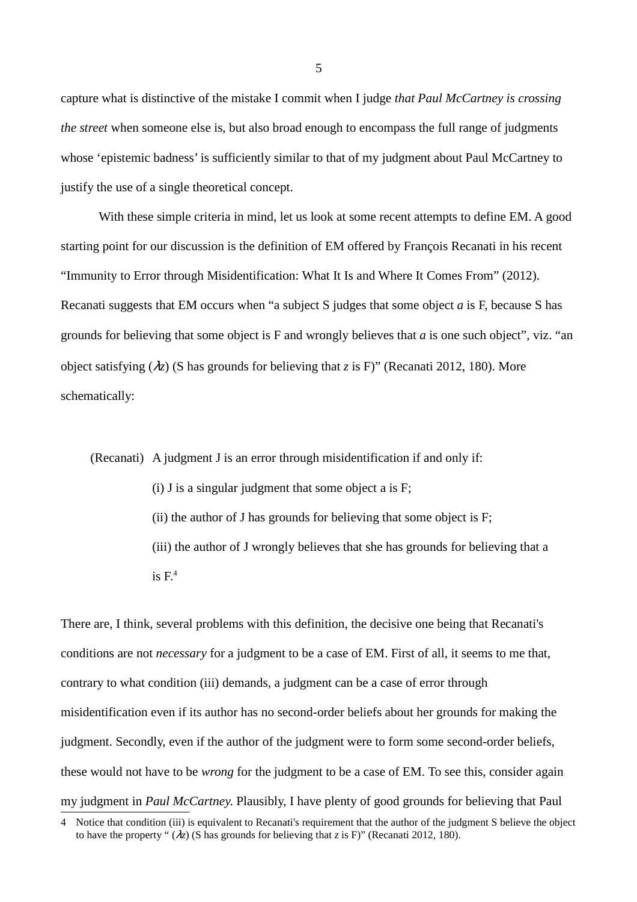capture what is distinctive of the mistake I commit when I judge *that Paul McCartney is crossing the street* when someone else is, but also broad enough to encompass the full range of judgments whose 'epistemic badness' is sufficiently similar to that of my judgment about Paul McCartney to justify the use of a single theoretical concept.

With these simple criteria in mind, let us look at some recent attempts to define EM. A good starting point for our discussion is the definition of EM offered by François Recanati in his recent "Immunity to Error through Misidentification: What It Is and Where It Comes From" (2012). Recanati suggests that EM occurs when "a subject S judges that some object *a* is F, because S has grounds for believing that some object is F and wrongly believes that *a* is one such object", viz. "an object satisfying ($\lambda z$) (S has grounds for believing that *z* is F)" (Recanati 2012, 180). More schematically:

(Recanati) A judgment J is an error through misidentification if and only if:

(i) J is a singular judgment that some object a is F;

(ii) the author of J has grounds for believing that some object is F;

(iii) the author of J wrongly believes that she has grounds for believing that a is F.[4]

There are, I think, several problems with this definition, the decisive one being that Recanati's conditions are not *necessary* for a judgment to be a case of EM. First of all, it seems to me that, contrary to what condition (iii) demands, a judgment can be a case of error through misidentification even if its author has no second-order beliefs about her grounds for making the judgment. Secondly, even if the author of the judgment were to form some second-order beliefs, these would not have to be *wrong* for the judgment to be a case of EM. To see this, consider again my judgment in *Paul McCartney.* Plausibly, I have plenty of good grounds for believing that Paul

4 Notice that condition (iii) is equivalent to Recanati's requirement that the author of the judgment S believe the object to have the property " ($\lambda z$) (S has grounds for believing that *z* is F)" (Recanati 2012, 180).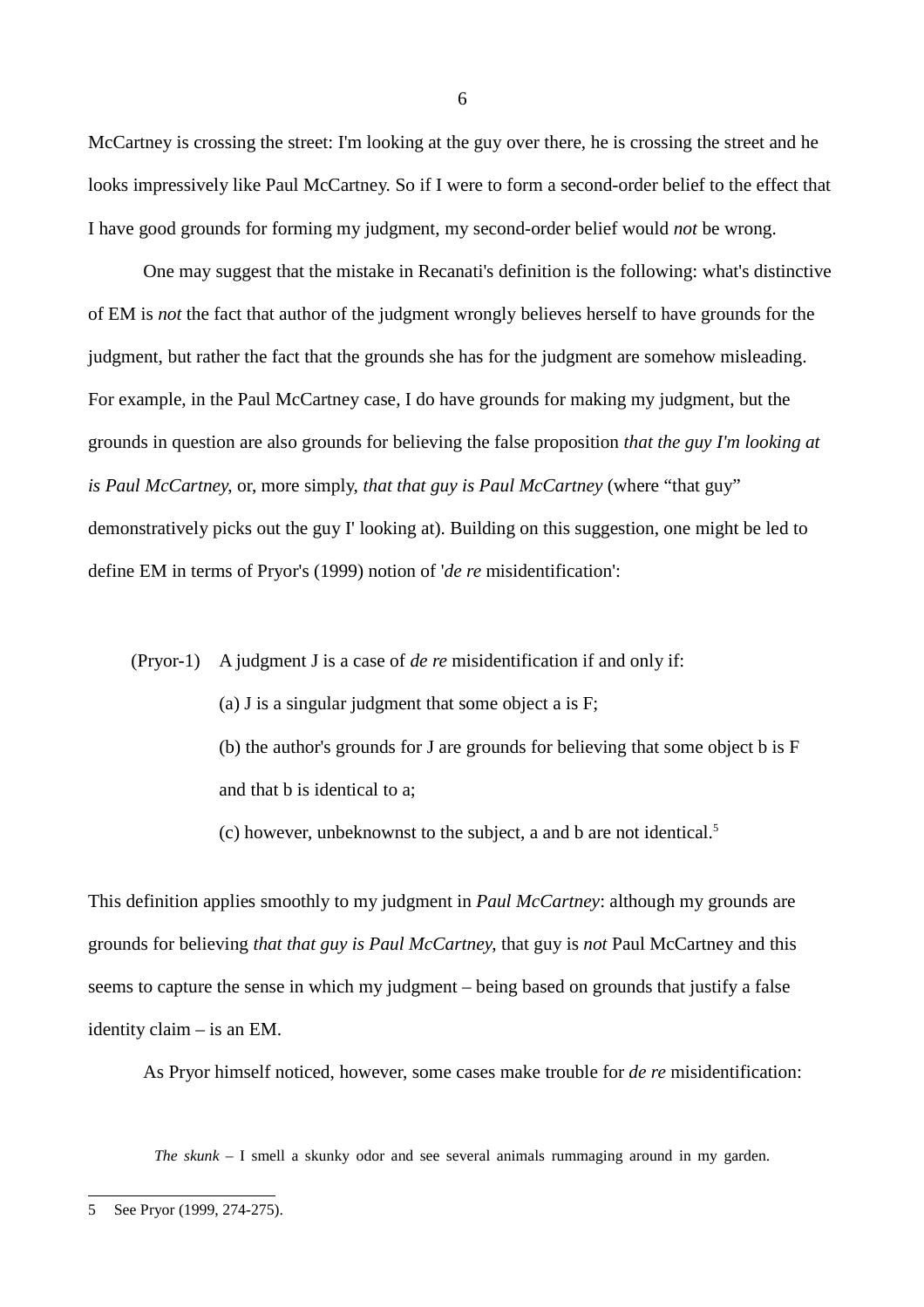McCartney is crossing the street: I'm looking at the guy over there, he is crossing the street and he looks impressively like Paul McCartney. So if I were to form a second-order belief to the effect that I have good grounds for forming my judgment, my second-order belief would *not* be wrong.

One may suggest that the mistake in Recanati's definition is the following: what's distinctive of EM is *not* the fact that author of the judgment wrongly believes herself to have grounds for the judgment, but rather the fact that the grounds she has for the judgment are somehow misleading. For example, in the Paul McCartney case, I do have grounds for making my judgment, but the grounds in question are also grounds for believing the false proposition *that the guy I'm looking at is Paul McCartney*, or, more simply, *that that guy is Paul McCartney* (where "that guy" demonstratively picks out the guy I' looking at). Building on this suggestion, one might be led to define EM in terms of Pryor's (1999) notion of '*de re* misidentification':

(Pryor-1) A judgment J is a case of *de re* misidentification if and only if:

(a) J is a singular judgment that some object a is F;

(b) the author's grounds for J are grounds for believing that some object b is F and that b is identical to a;

(c) however, unbeknownst to the subject, a and b are not identical.[5]

This definition applies smoothly to my judgment in *Paul McCartney*: although my grounds are grounds for believing *that that guy is Paul McCartney*, that guy is *not* Paul McCartney and this seems to capture the sense in which my judgment – being based on grounds that justify a false identity claim – is an EM.

As Pryor himself noticed, however, some cases make trouble for *de re* misidentification:

*The skunk* – I smell a skunky odor and see several animals rummaging around in my garden.

5 See Pryor (1999, 274-275).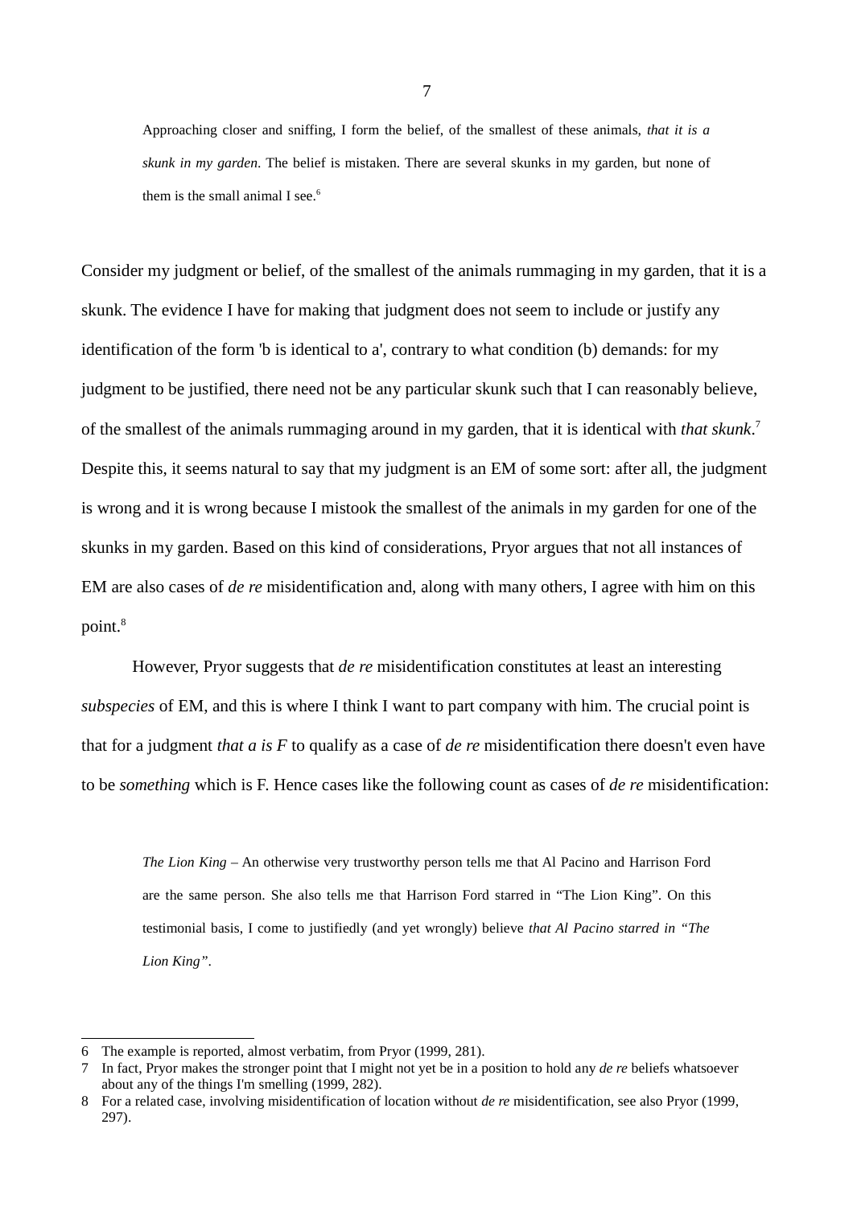> Approaching closer and sniffing, I form the belief, of the smallest of these animals, *that it is a skunk in my garden*. The belief is mistaken. There are several skunks in my garden, but none of them is the small animal I see.[6]

Consider my judgment or belief, of the smallest of the animals rummaging in my garden, that it is a skunk. The evidence I have for making that judgment does not seem to include or justify any identification of the form 'b is identical to a', contrary to what condition (b) demands: for my judgment to be justified, there need not be any particular skunk such that I can reasonably believe, of the smallest of the animals rummaging around in my garden, that it is identical with *that skunk*.[7] Despite this, it seems natural to say that my judgment is an EM of some sort: after all, the judgment is wrong and it is wrong because I mistook the smallest of the animals in my garden for one of the skunks in my garden. Based on this kind of considerations, Pryor argues that not all instances of EM are also cases of *de re* misidentification and, along with many others, I agree with him on this point.[8]

However, Pryor suggests that *de re* misidentification constitutes at least an interesting *subspecies* of EM, and this is where I think I want to part company with him. The crucial point is that for a judgment *that a is F* to qualify as a case of *de re* misidentification there doesn't even have to be *something* which is F. Hence cases like the following count as cases of *de re* misidentification:

> *The Lion King* – An otherwise very trustworthy person tells me that Al Pacino and Harrison Ford are the same person. She also tells me that Harrison Ford starred in "The Lion King". On this testimonial basis, I come to justifiedly (and yet wrongly) believe *that Al Pacino starred in "The Lion King"*.

---

6 The example is reported, almost verbatim, from Pryor (1999, 281).

7 In fact, Pryor makes the stronger point that I might not yet be in a position to hold any *de re* beliefs whatsoever about any of the things I'm smelling (1999, 282).

8 For a related case, involving misidentification of location without *de re* misidentification, see also Pryor (1999, 297).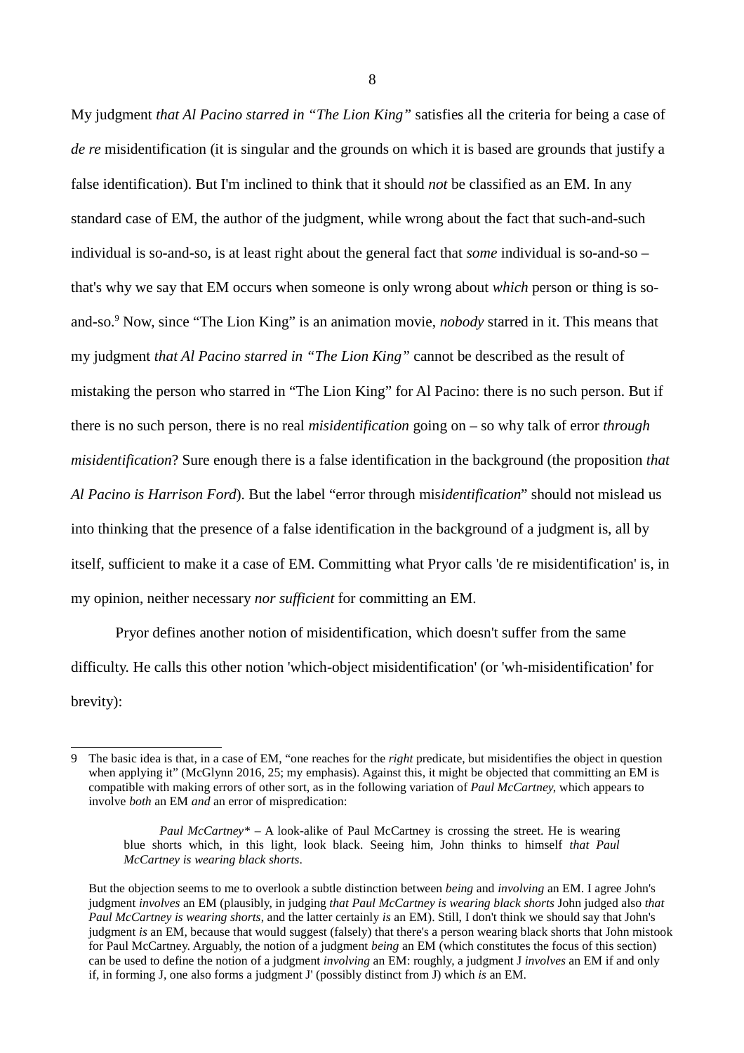My judgment *that Al Pacino starred in "The Lion King"* satisfies all the criteria for being a case of *de re* misidentification (it is singular and the grounds on which it is based are grounds that justify a false identification). But I'm inclined to think that it should *not* be classified as an EM. In any standard case of EM, the author of the judgment, while wrong about the fact that such-and-such individual is so-and-so, is at least right about the general fact that *some* individual is so-and-so – that's why we say that EM occurs when someone is only wrong about *which* person or thing is so-and-so.[9] Now, since "The Lion King" is an animation movie, *nobody* starred in it. This means that my judgment *that Al Pacino starred in "The Lion King"* cannot be described as the result of mistaking the person who starred in "The Lion King" for Al Pacino: there is no such person. But if there is no such person, there is no real *misidentification* going on – so why talk of error *through misidentification*? Sure enough there is a false identification in the background (the proposition *that Al Pacino is Harrison Ford*). But the label "error through mis*identification*" should not mislead us into thinking that the presence of a false identification in the background of a judgment is, all by itself, sufficient to make it a case of EM. Committing what Pryor calls 'de re misidentification' is, in my opinion, neither necessary *nor sufficient* for committing an EM.

Pryor defines another notion of misidentification, which doesn't suffer from the same difficulty. He calls this other notion 'which-object misidentification' (or 'wh-misidentification' for brevity):

---

9 The basic idea is that, in a case of EM, "one reaches for the *right* predicate, but misidentifies the object in question when applying it" (McGlynn 2016, 25; my emphasis). Against this, it might be objected that committing an EM is compatible with making errors of other sort, as in the following variation of *Paul McCartney*, which appears to involve *both* an EM *and* an error of misprediction:

> *Paul McCartney\** – A look-alike of Paul McCartney is crossing the street. He is wearing blue shorts which, in this light, look black. Seeing him, John thinks to himself *that Paul McCartney is wearing black shorts*.

But the objection seems to me to overlook a subtle distinction between *being* and *involving* an EM. I agree John's judgment *involves* an EM (plausibly, in judging *that Paul McCartney is wearing black shorts* John judged also *that Paul McCartney is wearing shorts*, and the latter certainly *is* an EM). Still, I don't think we should say that John's judgment *is* an EM, because that would suggest (falsely) that there's a person wearing black shorts that John mistook for Paul McCartney. Arguably, the notion of a judgment *being* an EM (which constitutes the focus of this section) can be used to define the notion of a judgment *involving* an EM: roughly, a judgment J *involves* an EM if and only if, in forming J, one also forms a judgment J' (possibly distinct from J) which *is* an EM.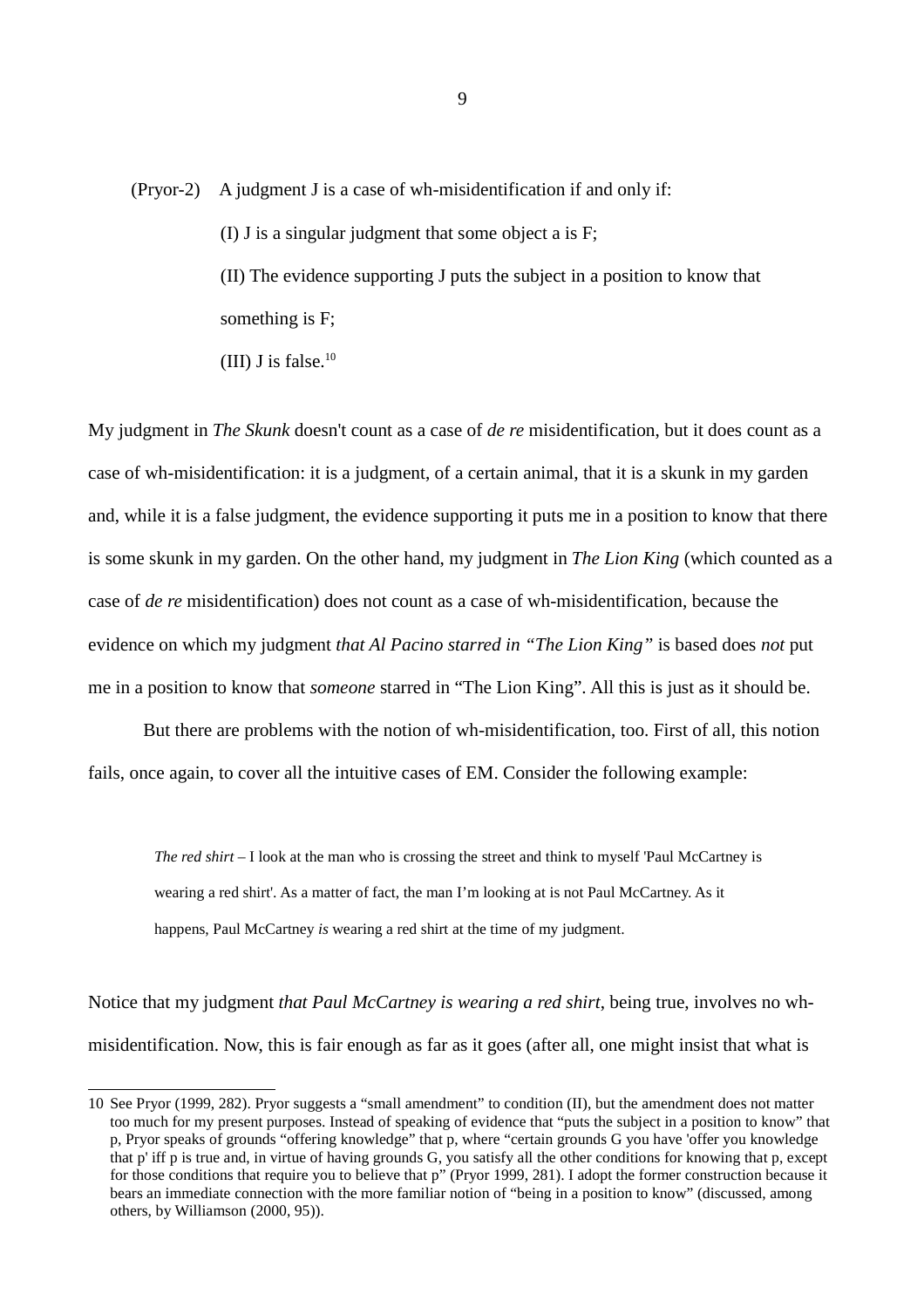(Pryor-2) A judgment J is a case of wh-misidentification if and only if:

(I) J is a singular judgment that some object a is F;

(II) The evidence supporting J puts the subject in a position to know that something is F;

(III) J is false.[10]

My judgment in *The Skunk* doesn't count as a case of *de re* misidentification, but it does count as a case of wh-misidentification: it is a judgment, of a certain animal, that it is a skunk in my garden and, while it is a false judgment, the evidence supporting it puts me in a position to know that there is some skunk in my garden. On the other hand, my judgment in *The Lion King* (which counted as a case of *de re* misidentification) does not count as a case of wh-misidentification, because the evidence on which my judgment *that Al Pacino starred in "The Lion King"* is based does *not* put me in a position to know that *someone* starred in "The Lion King". All this is just as it should be.

But there are problems with the notion of wh-misidentification, too. First of all, this notion fails, once again, to cover all the intuitive cases of EM. Consider the following example:

> *The red shirt* – I look at the man who is crossing the street and think to myself 'Paul McCartney is wearing a red shirt'. As a matter of fact, the man I'm looking at is not Paul McCartney. As it happens, Paul McCartney *is* wearing a red shirt at the time of my judgment.

Notice that my judgment *that Paul McCartney is wearing a red shirt*, being true, involves no wh-misidentification. Now, this is fair enough as far as it goes (after all, one might insist that what is

---

10 See Pryor (1999, 282). Pryor suggests a "small amendment" to condition (II), but the amendment does not matter too much for my present purposes. Instead of speaking of evidence that "puts the subject in a position to know" that p, Pryor speaks of grounds "offering knowledge" that p, where "certain grounds G you have 'offer you knowledge that p' iff p is true and, in virtue of having grounds G, you satisfy all the other conditions for knowing that p, except for those conditions that require you to believe that p" (Pryor 1999, 281). I adopt the former construction because it bears an immediate connection with the more familiar notion of "being in a position to know" (discussed, among others, by Williamson (2000, 95)).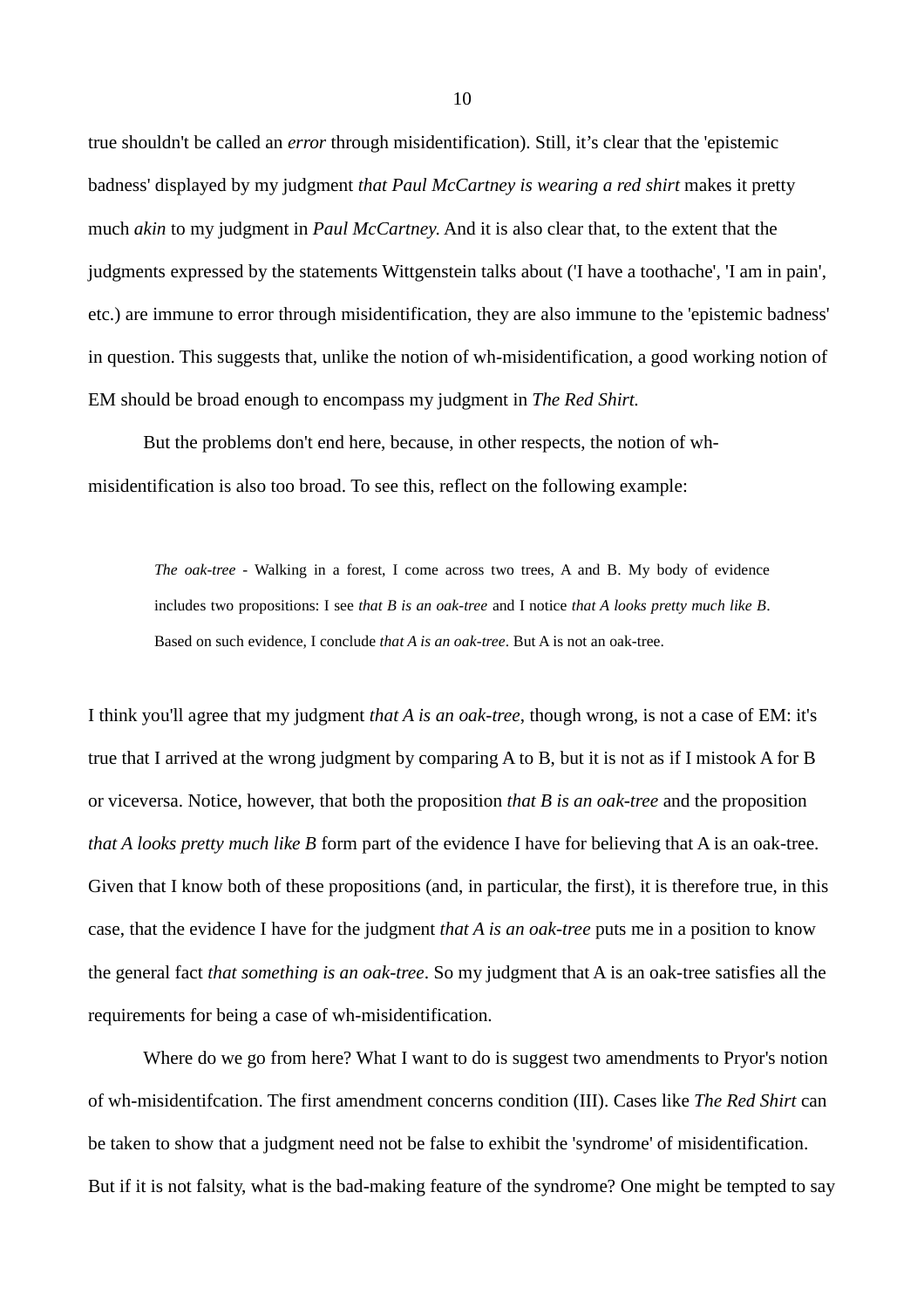true shouldn't be called an *error* through misidentification). Still, it’s clear that the 'epistemic badness' displayed by my judgment *that Paul McCartney is wearing a red shirt* makes it pretty much *akin* to my judgment in *Paul McCartney*. And it is also clear that, to the extent that the judgments expressed by the statements Wittgenstein talks about ('I have a toothache', 'I am in pain', etc.) are immune to error through misidentification, they are also immune to the 'epistemic badness' in question. This suggests that, unlike the notion of wh-misidentification, a good working notion of EM should be broad enough to encompass my judgment in *The Red Shirt*.

But the problems don't end here, because, in other respects, the notion of wh-misidentification is also too broad. To see this, reflect on the following example:

> *The oak-tree* - Walking in a forest, I come across two trees, A and B. My body of evidence includes two propositions: I see *that B is an oak-tree* and I notice *that A looks pretty much like B*. Based on such evidence, I conclude *that A is an oak-tree*. But A is not an oak-tree.

I think you'll agree that my judgment *that A is an oak-tree*, though wrong, is not a case of EM: it's true that I arrived at the wrong judgment by comparing A to B, but it is not as if I mistook A for B or viceversa. Notice, however, that both the proposition *that B is an oak-tree* and the proposition *that A looks pretty much like B* form part of the evidence I have for believing that A is an oak-tree. Given that I know both of these propositions (and, in particular, the first), it is therefore true, in this case, that the evidence I have for the judgment *that A is an oak-tree* puts me in a position to know the general fact *that something is an oak-tree*. So my judgment that A is an oak-tree satisfies all the requirements for being a case of wh-misidentification.

Where do we go from here? What I want to do is suggest two amendments to Pryor's notion of wh-misidentifcation. The first amendment concerns condition (III). Cases like *The Red Shirt* can be taken to show that a judgment need not be false to exhibit the 'syndrome' of misidentification. But if it is not falsity, what is the bad-making feature of the syndrome? One might be tempted to say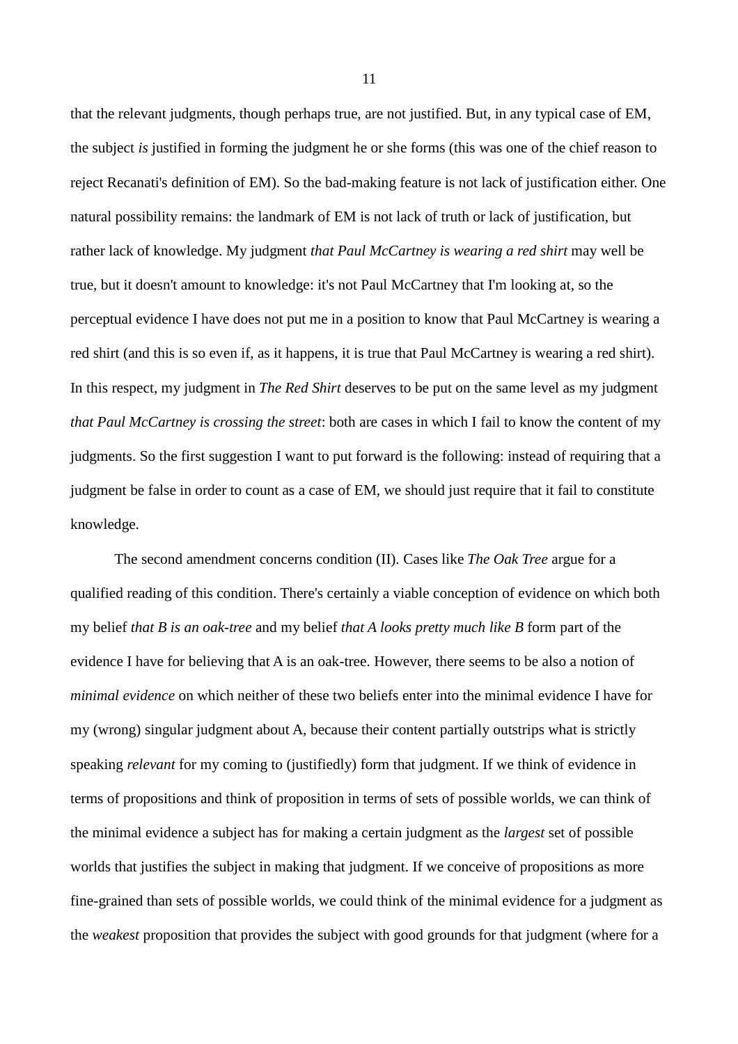that the relevant judgments, though perhaps true, are not justified. But, in any typical case of EM, the subject *is* justified in forming the judgment he or she forms (this was one of the chief reason to reject Recanati's definition of EM). So the bad-making feature is not lack of justification either. One natural possibility remains: the landmark of EM is not lack of truth or lack of justification, but rather lack of knowledge. My judgment *that Paul McCartney is wearing a red shirt* may well be true, but it doesn't amount to knowledge: it's not Paul McCartney that I'm looking at, so the perceptual evidence I have does not put me in a position to know that Paul McCartney is wearing a red shirt (and this is so even if, as it happens, it is true that Paul McCartney is wearing a red shirt). In this respect, my judgment in *The Red Shirt* deserves to be put on the same level as my judgment *that Paul McCartney is crossing the street*: both are cases in which I fail to know the content of my judgments. So the first suggestion I want to put forward is the following: instead of requiring that a judgment be false in order to count as a case of EM, we should just require that it fail to constitute knowledge.

The second amendment concerns condition (II). Cases like *The Oak Tree* argue for a qualified reading of this condition. There's certainly a viable conception of evidence on which both my belief *that B is an oak-tree* and my belief *that A looks pretty much like B* form part of the evidence I have for believing that A is an oak-tree. However, there seems to be also a notion of *minimal evidence* on which neither of these two beliefs enter into the minimal evidence I have for my (wrong) singular judgment about A, because their content partially outstrips what is strictly speaking *relevant* for my coming to (justifiedly) form that judgment. If we think of evidence in terms of propositions and think of proposition in terms of sets of possible worlds, we can think of the minimal evidence a subject has for making a certain judgment as the *largest* set of possible worlds that justifies the subject in making that judgment. If we conceive of propositions as more fine-grained than sets of possible worlds, we could think of the minimal evidence for a judgment as the *weakest* proposition that provides the subject with good grounds for that judgment (where for a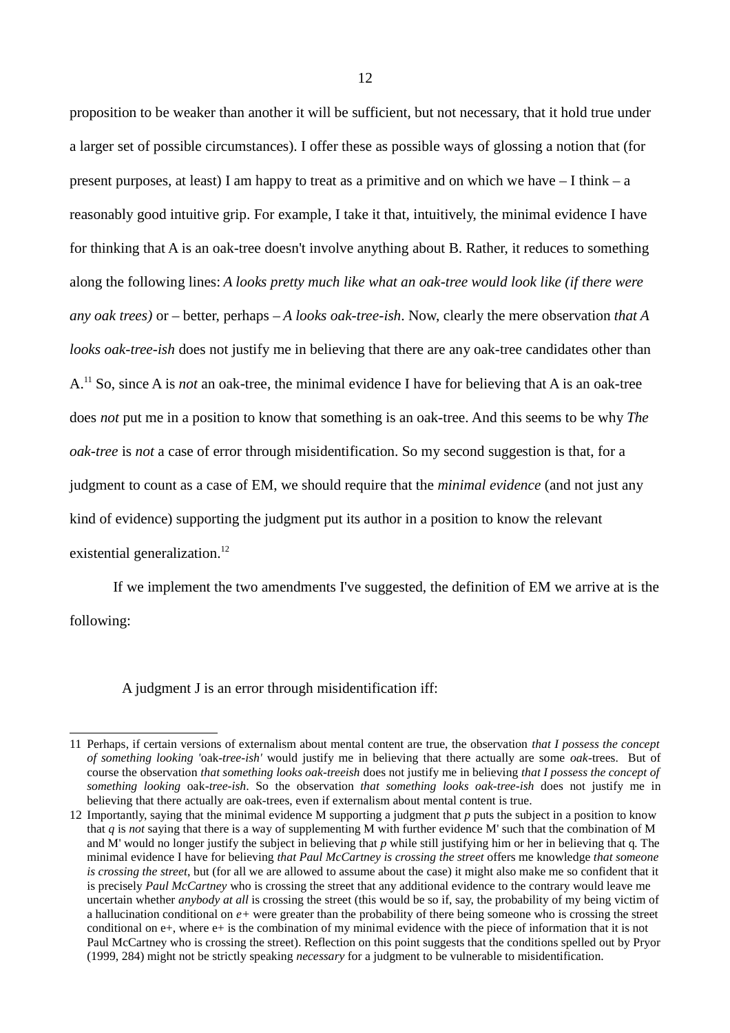proposition to be weaker than another it will be sufficient, but not necessary, that it hold true under a larger set of possible circumstances). I offer these as possible ways of glossing a notion that (for present purposes, at least) I am happy to treat as a primitive and on which we have – I think – a reasonably good intuitive grip. For example, I take it that, intuitively, the minimal evidence I have for thinking that A is an oak-tree doesn't involve anything about B. Rather, it reduces to something along the following lines: *A looks pretty much like what an oak-tree would look like (if there were any oak trees)* or – better, perhaps – *A looks oak-tree-ish*. Now, clearly the mere observation *that A looks oak-tree-ish* does not justify me in believing that there are any oak-tree candidates other than A.[11] So, since A is *not* an oak-tree, the minimal evidence I have for believing that A is an oak-tree does *not* put me in a position to know that something is an oak-tree. And this seems to be why *The oak-tree* is *not* a case of error through misidentification. So my second suggestion is that, for a judgment to count as a case of EM, we should require that the *minimal evidence* (and not just any kind of evidence) supporting the judgment put its author in a position to know the relevant existential generalization.[12]

If we implement the two amendments I've suggested, the definition of EM we arrive at is the following:

A judgment J is an error through misidentification iff:

---

11 Perhaps, if certain versions of externalism about mental content are true, the observation *that I possess the concept of something looking* 'oak-*tree-ish'* would justify me in believing that there actually are some *oak*-trees. But of course the observation *that something looks oak-treeish* does not justify me in believing *that I possess the concept of something looking* oak-*tree-ish*. So the observation *that something looks oak-tree-ish* does not justify me in believing that there actually are oak-trees, even if externalism about mental content is true.

12 Importantly, saying that the minimal evidence M supporting a judgment that *p* puts the subject in a position to know that *q* is *not* saying that there is a way of supplementing M with further evidence M' such that the combination of M and M' would no longer justify the subject in believing that *p* while still justifying him or her in believing that q. The minimal evidence I have for believing *that Paul McCartney is crossing the street* offers me knowledge *that someone is crossing the street*, but (for all we are allowed to assume about the case) it might also make me so confident that it is precisely *Paul McCartney* who is crossing the street that any additional evidence to the contrary would leave me uncertain whether *anybody at all* is crossing the street (this would be so if, say, the probability of my being victim of a hallucination conditional on *e+* were greater than the probability of there being someone who is crossing the street conditional on e+, where e+ is the combination of my minimal evidence with the piece of information that it is not Paul McCartney who is crossing the street). Reflection on this point suggests that the conditions spelled out by Pryor (1999, 284) might not be strictly speaking *necessary* for a judgment to be vulnerable to misidentification.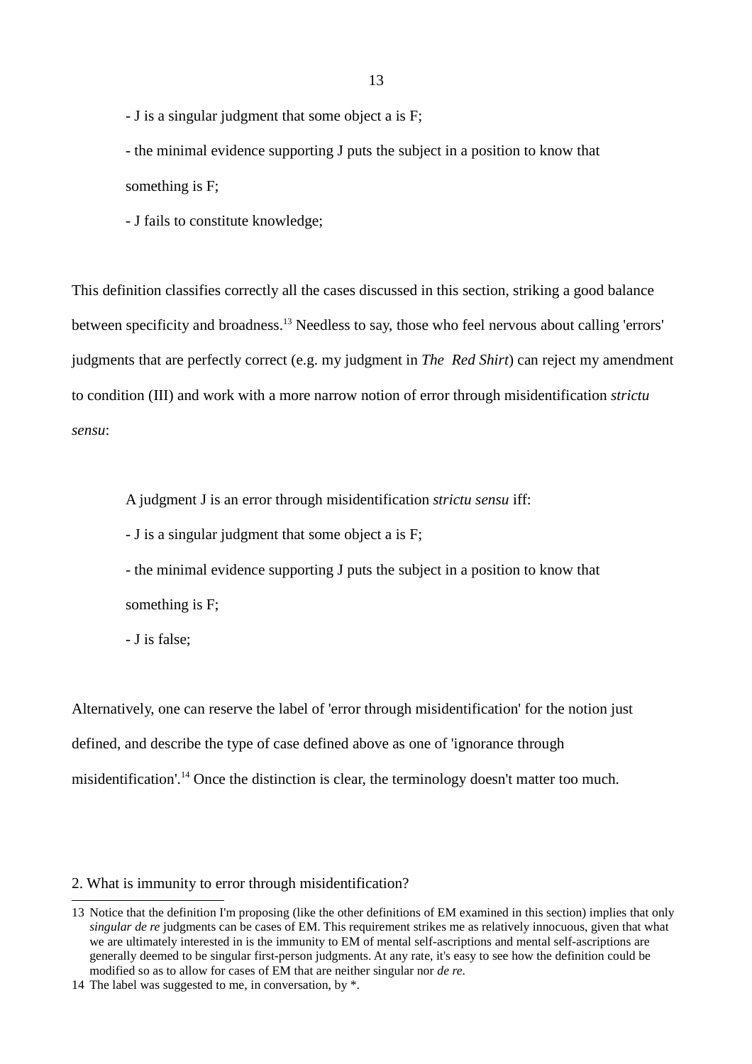- J is a singular judgment that some object a is F;

- the minimal evidence supporting J puts the subject in a position to know that something is F;

- J fails to constitute knowledge;

This definition classifies correctly all the cases discussed in this section, striking a good balance between specificity and broadness.[13] Needless to say, those who feel nervous about calling 'errors' judgments that are perfectly correct (e.g. my judgment in *The Red Shirt*) can reject my amendment to condition (III) and work with a more narrow notion of error through misidentification *strictu sensu*:

> A judgment J is an error through misidentification *strictu sensu* iff:
>
> - J is a singular judgment that some object a is F;
>
> - the minimal evidence supporting J puts the subject in a position to know that something is F;
>
> - J is false;

Alternatively, one can reserve the label of 'error through misidentification' for the notion just defined, and describe the type of case defined above as one of 'ignorance through misidentification'.[14] Once the distinction is clear, the terminology doesn't matter too much.

## 2. What is immunity to error through misidentification?

---

13 Notice that the definition I'm proposing (like the other definitions of EM examined in this section) implies that only *singular de re* judgments can be cases of EM. This requirement strikes me as relatively innocuous, given that what we are ultimately interested in is the immunity to EM of mental self-ascriptions and mental self-ascriptions are generally deemed to be singular first-person judgments. At any rate, it's easy to see how the definition could be modified so as to allow for cases of EM that are neither singular nor *de re*.

14 The label was suggested to me, in conversation, by *.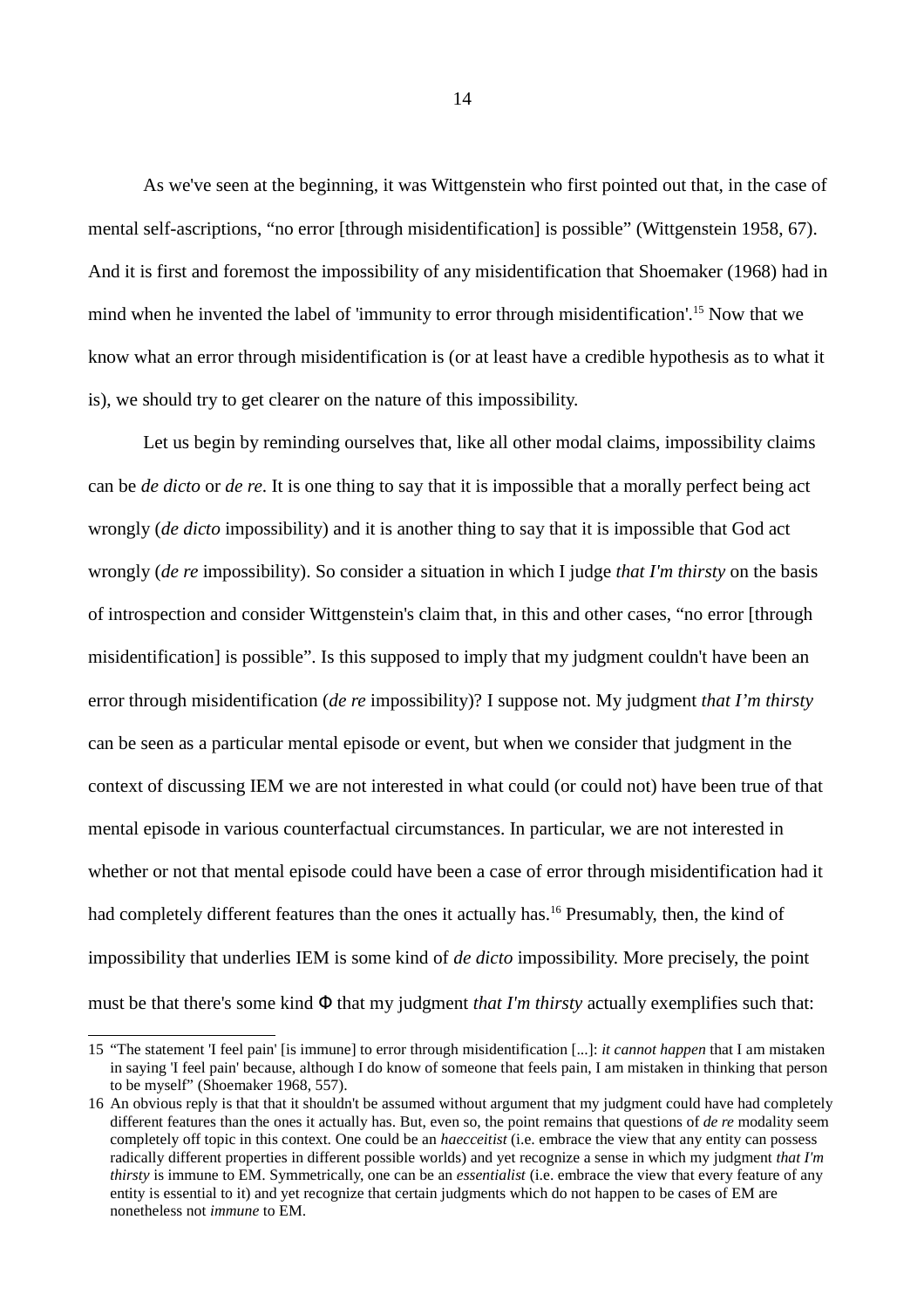As we've seen at the beginning, it was Wittgenstein who first pointed out that, in the case of mental self-ascriptions, "no error [through misidentification] is possible" (Wittgenstein 1958, 67). And it is first and foremost the impossibility of any misidentification that Shoemaker (1968) had in mind when he invented the label of 'immunity to error through misidentification'.[15] Now that we know what an error through misidentification is (or at least have a credible hypothesis as to what it is), we should try to get clearer on the nature of this impossibility.

Let us begin by reminding ourselves that, like all other modal claims, impossibility claims can be *de dicto* or *de re*. It is one thing to say that it is impossible that a morally perfect being act wrongly (*de dicto* impossibility) and it is another thing to say that it is impossible that God act wrongly (*de re* impossibility). So consider a situation in which I judge *that I'm thirsty* on the basis of introspection and consider Wittgenstein's claim that, in this and other cases, "no error [through misidentification] is possible". Is this supposed to imply that my judgment couldn't have been an error through misidentification (*de re* impossibility)? I suppose not. My judgment *that I'm thirsty* can be seen as a particular mental episode or event, but when we consider that judgment in the context of discussing IEM we are not interested in what could (or could not) have been true of that mental episode in various counterfactual circumstances. In particular, we are not interested in whether or not that mental episode could have been a case of error through misidentification had it had completely different features than the ones it actually has.[16] Presumably, then, the kind of impossibility that underlies IEM is some kind of *de dicto* impossibility. More precisely, the point must be that there's some kind Φ that my judgment *that I'm thirsty* actually exemplifies such that:

---

15 "The statement 'I feel pain' [is immune] to error through misidentification [...]: *it cannot happen* that I am mistaken in saying 'I feel pain' because, although I do know of someone that feels pain, I am mistaken in thinking that person to be myself" (Shoemaker 1968, 557).

16 An obvious reply is that that it shouldn't be assumed without argument that my judgment could have had completely different features than the ones it actually has. But, even so, the point remains that questions of *de re* modality seem completely off topic in this context. One could be an *haecceitist* (i.e. embrace the view that any entity can possess radically different properties in different possible worlds) and yet recognize a sense in which my judgment *that I'm thirsty* is immune to EM. Symmetrically, one can be an *essentialist* (i.e. embrace the view that every feature of any entity is essential to it) and yet recognize that certain judgments which do not happen to be cases of EM are nonetheless not *immune* to EM.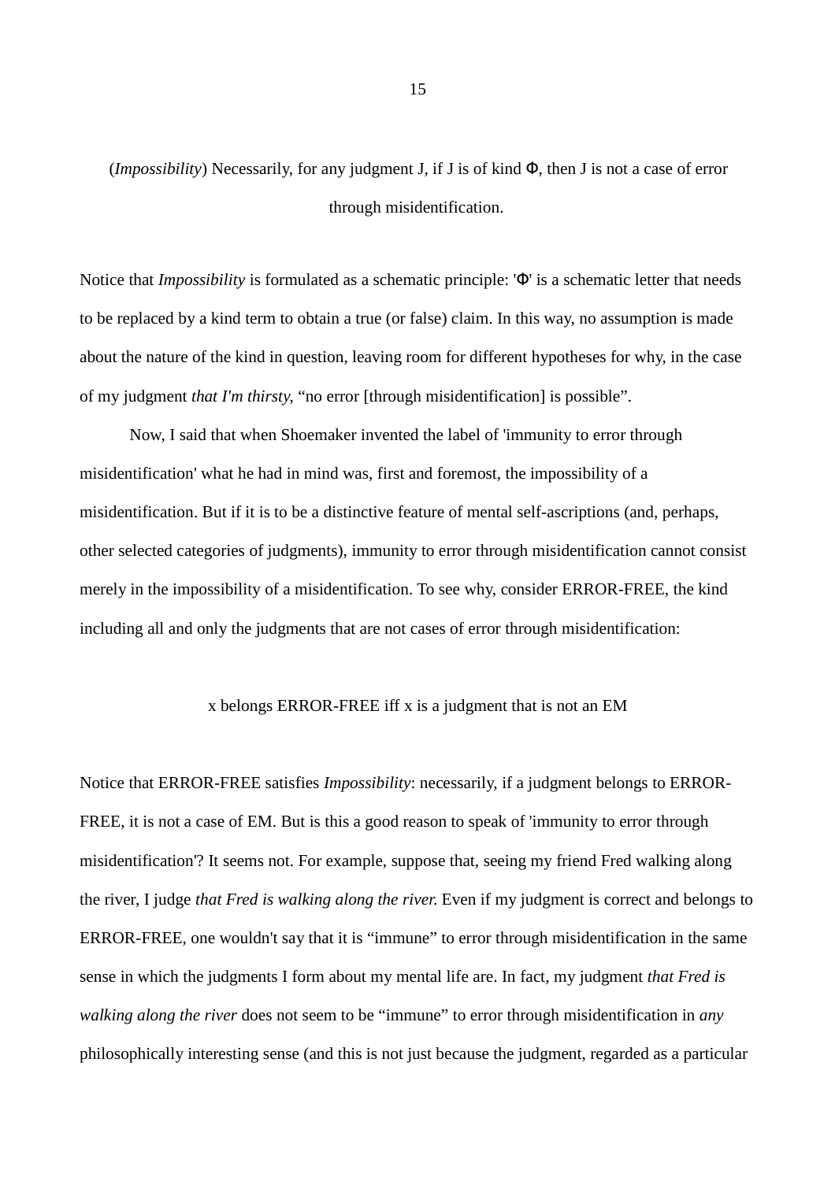(*Impossibility*) Necessarily, for any judgment J, if J is of kind Φ, then J is not a case of error through misidentification.

Notice that *Impossibility* is formulated as a schematic principle: 'Φ' is a schematic letter that needs to be replaced by a kind term to obtain a true (or false) claim. In this way, no assumption is made about the nature of the kind in question, leaving room for different hypotheses for why, in the case of my judgment *that I'm thirsty*, "no error [through misidentification] is possible".

Now, I said that when Shoemaker invented the label of 'immunity to error through misidentification' what he had in mind was, first and foremost, the impossibility of a misidentification. But if it is to be a distinctive feature of mental self-ascriptions (and, perhaps, other selected categories of judgments), immunity to error through misidentification cannot consist merely in the impossibility of a misidentification. To see why, consider ERROR-FREE, the kind including all and only the judgments that are not cases of error through misidentification:

x belongs ERROR-FREE iff x is a judgment that is not an EM

Notice that ERROR-FREE satisfies *Impossibility*: necessarily, if a judgment belongs to ERROR-FREE, it is not a case of EM. But is this a good reason to speak of 'immunity to error through misidentification'? It seems not. For example, suppose that, seeing my friend Fred walking along the river, I judge *that Fred is walking along the river.* Even if my judgment is correct and belongs to ERROR-FREE, one wouldn't say that it is "immune" to error through misidentification in the same sense in which the judgments I form about my mental life are. In fact, my judgment *that Fred is walking along the river* does not seem to be "immune" to error through misidentification in *any* philosophically interesting sense (and this is not just because the judgment, regarded as a particular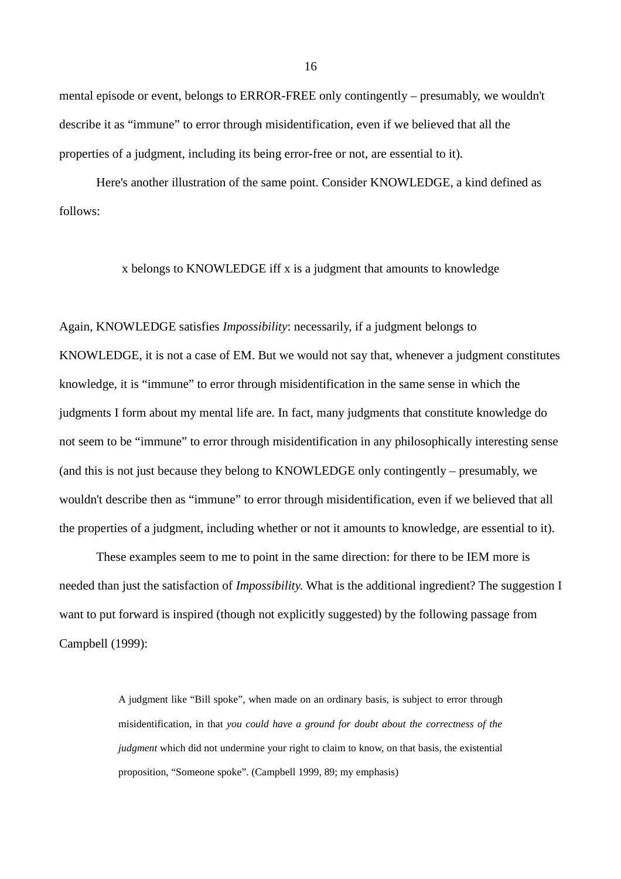mental episode or event, belongs to ERROR-FREE only contingently – presumably, we wouldn't describe it as "immune" to error through misidentification, even if we believed that all the properties of a judgment, including its being error-free or not, are essential to it).

Here's another illustration of the same point. Consider KNOWLEDGE, a kind defined as follows:

x belongs to KNOWLEDGE iff x is a judgment that amounts to knowledge

Again, KNOWLEDGE satisfies *Impossibility*: necessarily, if a judgment belongs to KNOWLEDGE, it is not a case of EM. But we would not say that, whenever a judgment constitutes knowledge, it is "immune" to error through misidentification in the same sense in which the judgments I form about my mental life are. In fact, many judgments that constitute knowledge do not seem to be "immune" to error through misidentification in any philosophically interesting sense (and this is not just because they belong to KNOWLEDGE only contingently – presumably, we wouldn't describe then as "immune" to error through misidentification, even if we believed that all the properties of a judgment, including whether or not it amounts to knowledge, are essential to it).

These examples seem to me to point in the same direction: for there to be IEM more is needed than just the satisfaction of *Impossibility.* What is the additional ingredient? The suggestion I want to put forward is inspired (though not explicitly suggested) by the following passage from Campbell (1999):

> A judgment like "Bill spoke", when made on an ordinary basis, is subject to error through misidentification, in that *you could have a ground for doubt about the correctness of the judgment* which did not undermine your right to claim to know, on that basis, the existential proposition, "Someone spoke". (Campbell 1999, 89; my emphasis)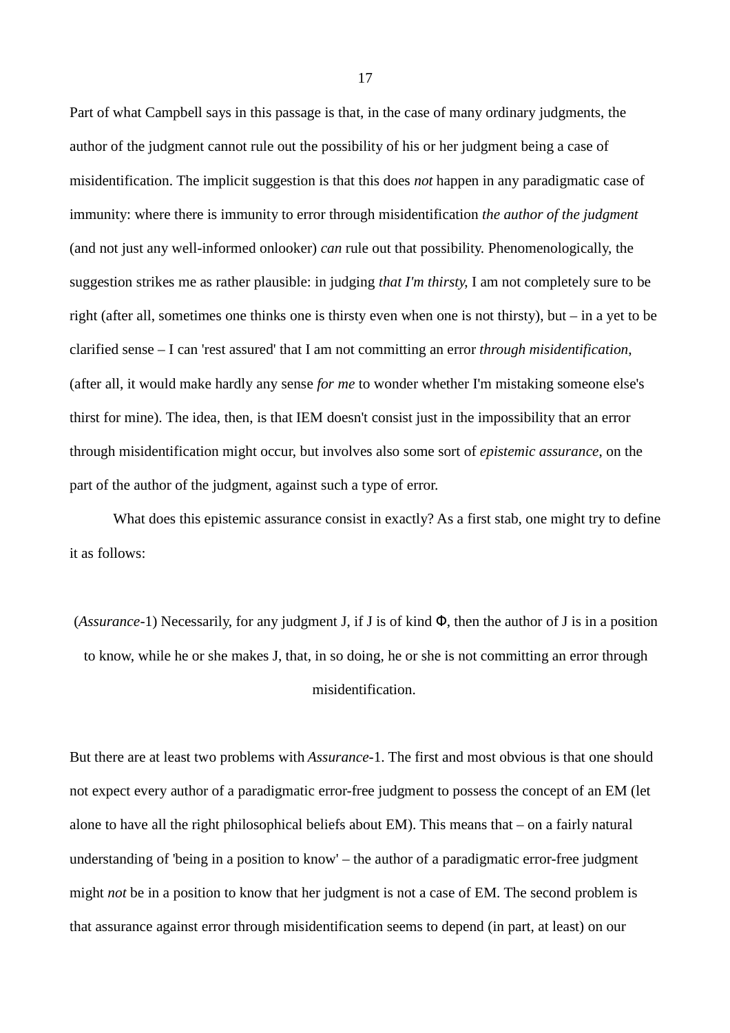Part of what Campbell says in this passage is that, in the case of many ordinary judgments, the author of the judgment cannot rule out the possibility of his or her judgment being a case of misidentification. The implicit suggestion is that this does *not* happen in any paradigmatic case of immunity: where there is immunity to error through misidentification *the author of the judgment* (and not just any well-informed onlooker) *can* rule out that possibility. Phenomenologically, the suggestion strikes me as rather plausible: in judging *that I'm thirsty*, I am not completely sure to be right (after all, sometimes one thinks one is thirsty even when one is not thirsty), but – in a yet to be clarified sense – I can 'rest assured' that I am not committing an error *through misidentification*, (after all, it would make hardly any sense *for me* to wonder whether I'm mistaking someone else's thirst for mine). The idea, then, is that IEM doesn't consist just in the impossibility that an error through misidentification might occur, but involves also some sort of *epistemic assurance*, on the part of the author of the judgment, against such a type of error.

What does this epistemic assurance consist in exactly? As a first stab, one might try to define it as follows:

(*Assurance*-1) Necessarily, for any judgment J, if J is of kind Φ, then the author of J is in a position to know, while he or she makes J, that, in so doing, he or she is not committing an error through misidentification.

But there are at least two problems with *Assurance*-1. The first and most obvious is that one should not expect every author of a paradigmatic error-free judgment to possess the concept of an EM (let alone to have all the right philosophical beliefs about EM). This means that – on a fairly natural understanding of 'being in a position to know' – the author of a paradigmatic error-free judgment might *not* be in a position to know that her judgment is not a case of EM. The second problem is that assurance against error through misidentification seems to depend (in part, at least) on our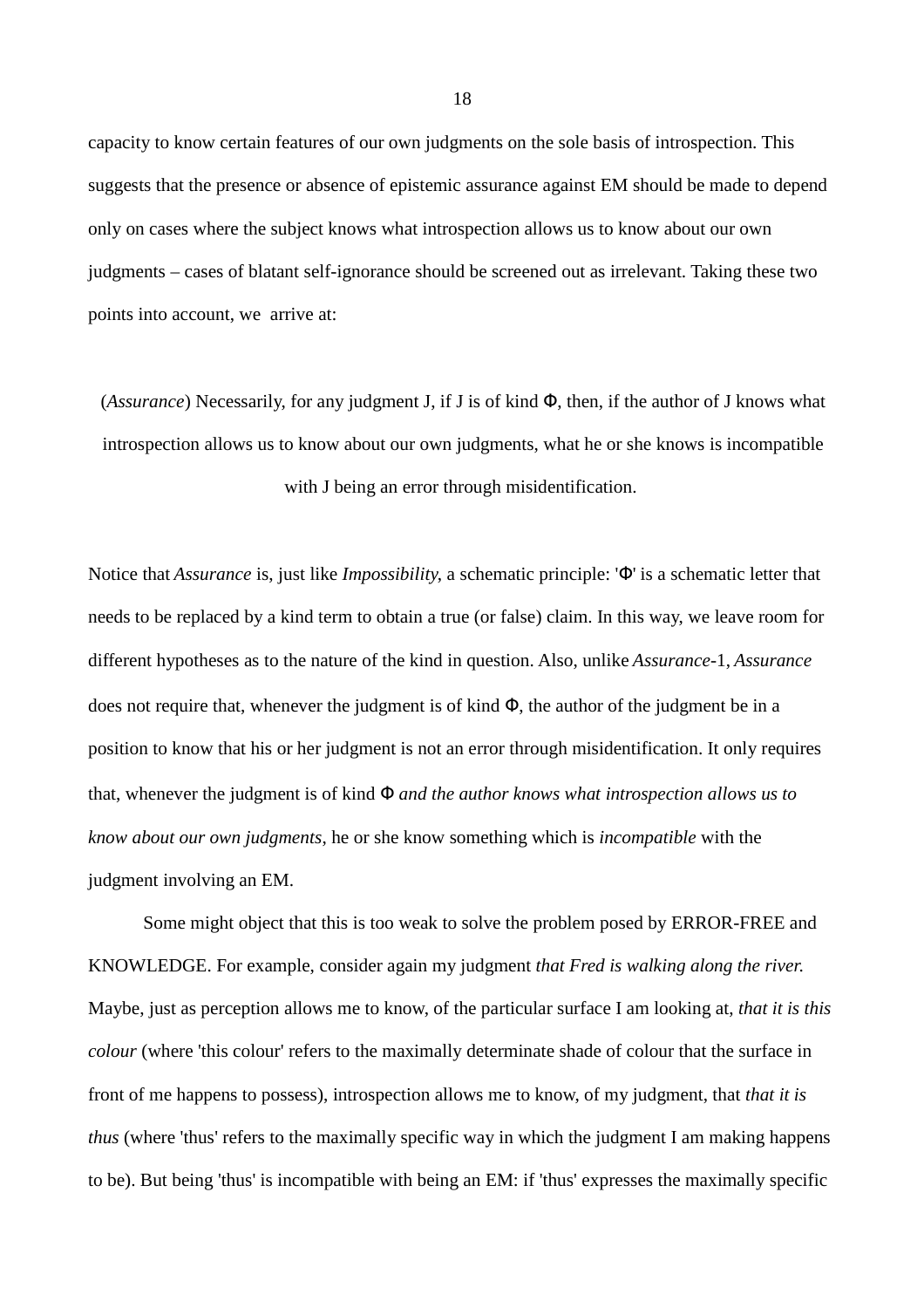capacity to know certain features of our own judgments on the sole basis of introspection. This suggests that the presence or absence of epistemic assurance against EM should be made to depend only on cases where the subject knows what introspection allows us to know about our own judgments – cases of blatant self-ignorance should be screened out as irrelevant. Taking these two points into account, we arrive at:

(*Assurance*) Necessarily, for any judgment J, if J is of kind Φ, then, if the author of J knows what introspection allows us to know about our own judgments, what he or she knows is incompatible with J being an error through misidentification.

Notice that *Assurance* is, just like *Impossibility,* a schematic principle: 'Φ' is a schematic letter that needs to be replaced by a kind term to obtain a true (or false) claim. In this way, we leave room for different hypotheses as to the nature of the kind in question. Also, unlike *Assurance*-1, *Assurance* does not require that, whenever the judgment is of kind Φ, the author of the judgment be in a position to know that his or her judgment is not an error through misidentification. It only requires that, whenever the judgment is of kind Φ *and the author knows what introspection allows us to know about our own judgments*, he or she know something which is *incompatible* with the judgment involving an EM.

Some might object that this is too weak to solve the problem posed by ERROR-FREE and KNOWLEDGE. For example, consider again my judgment *that Fred is walking along the river.* Maybe, just as perception allows me to know, of the particular surface I am looking at, *that it is this colour* (where 'this colour' refers to the maximally determinate shade of colour that the surface in front of me happens to possess), introspection allows me to know, of my judgment, that *that it is thus* (where 'thus' refers to the maximally specific way in which the judgment I am making happens to be). But being 'thus' is incompatible with being an EM: if 'thus' expresses the maximally specific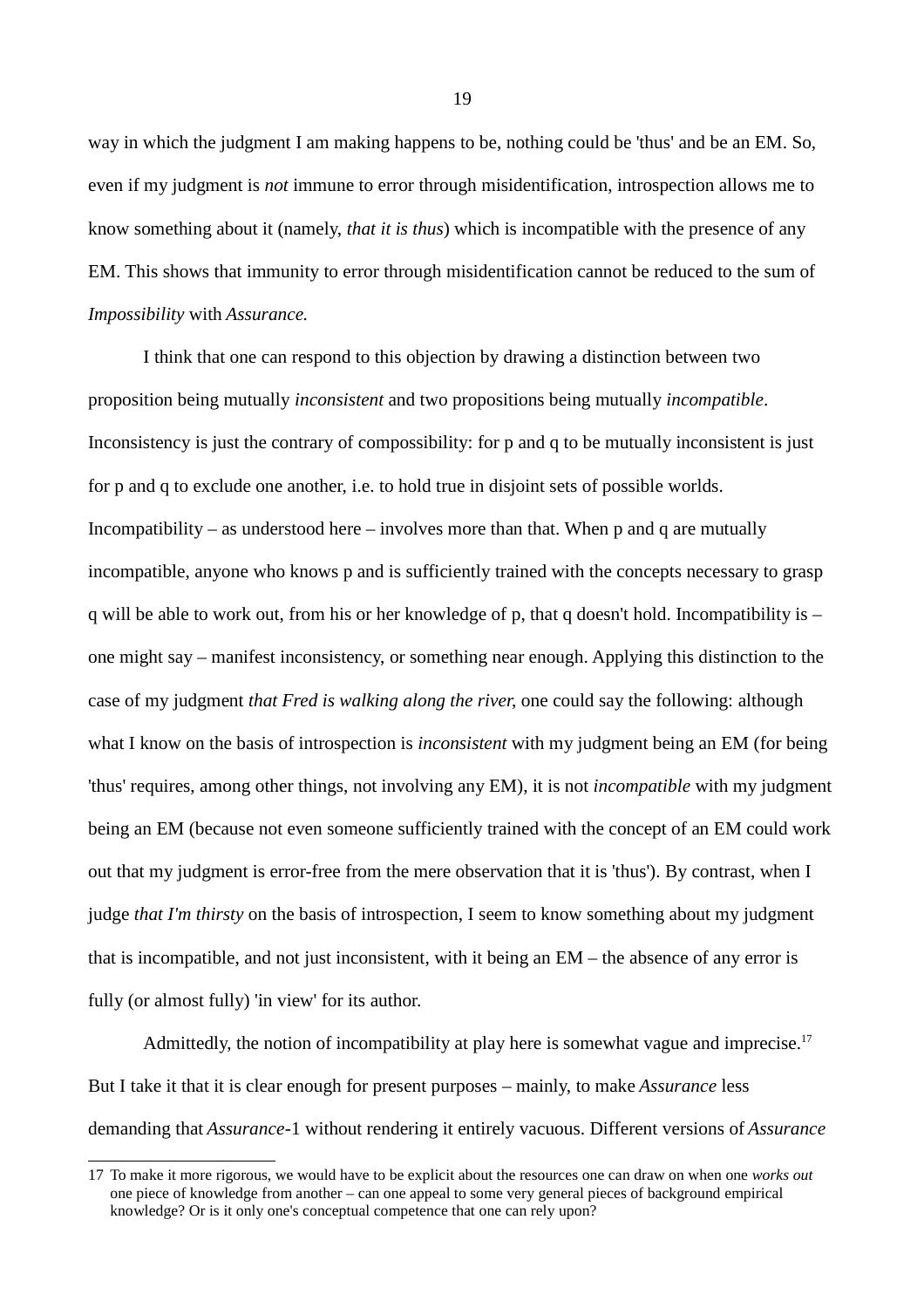way in which the judgment I am making happens to be, nothing could be 'thus' and be an EM. So, even if my judgment is *not* immune to error through misidentification, introspection allows me to know something about it (namely, *that it is thus*) which is incompatible with the presence of any EM. This shows that immunity to error through misidentification cannot be reduced to the sum of *Impossibility* with *Assurance.*

I think that one can respond to this objection by drawing a distinction between two proposition being mutually *inconsistent* and two propositions being mutually *incompatible*. Inconsistency is just the contrary of compossibility: for p and q to be mutually inconsistent is just for p and q to exclude one another, i.e. to hold true in disjoint sets of possible worlds. Incompatibility – as understood here – involves more than that. When p and q are mutually incompatible, anyone who knows p and is sufficiently trained with the concepts necessary to grasp q will be able to work out, from his or her knowledge of p, that q doesn't hold. Incompatibility is – one might say – manifest inconsistency, or something near enough. Applying this distinction to the case of my judgment *that Fred is walking along the river,* one could say the following: although what I know on the basis of introspection is *inconsistent* with my judgment being an EM (for being 'thus' requires, among other things, not involving any EM), it is not *incompatible* with my judgment being an EM (because not even someone sufficiently trained with the concept of an EM could work out that my judgment is error-free from the mere observation that it is 'thus'). By contrast, when I judge *that I'm thirsty* on the basis of introspection, I seem to know something about my judgment that is incompatible, and not just inconsistent, with it being an EM – the absence of any error is fully (or almost fully) 'in view' for its author.

Admittedly, the notion of incompatibility at play here is somewhat vague and imprecise.[17] But I take it that it is clear enough for present purposes – mainly, to make *Assurance* less demanding that *Assurance*-1 without rendering it entirely vacuous. Different versions of *Assurance*

---

17 To make it more rigorous, we would have to be explicit about the resources one can draw on when one *works out* one piece of knowledge from another – can one appeal to some very general pieces of background empirical knowledge? Or is it only one's conceptual competence that one can rely upon?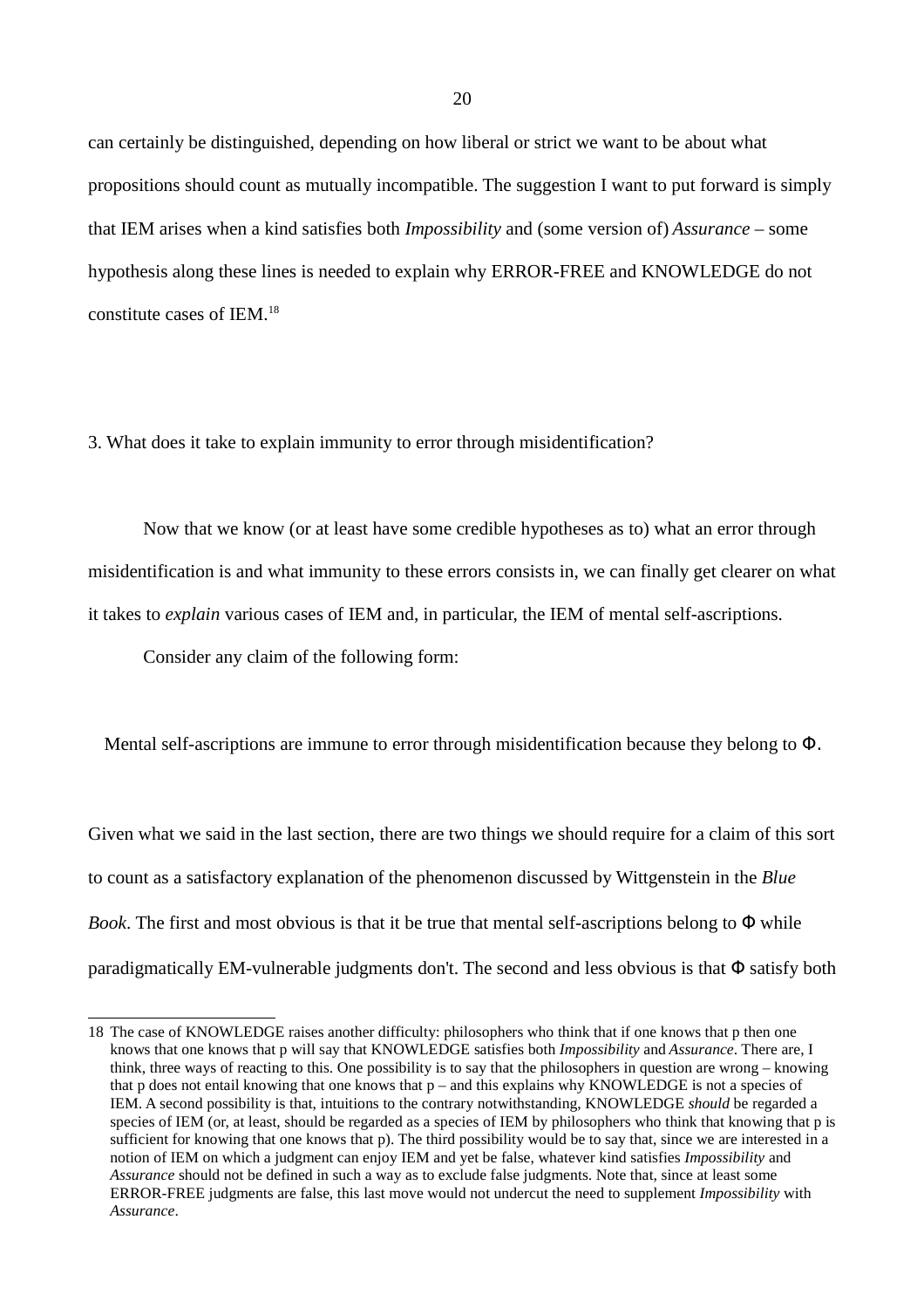can certainly be distinguished, depending on how liberal or strict we want to be about what propositions should count as mutually incompatible. The suggestion I want to put forward is simply that IEM arises when a kind satisfies both *Impossibility* and (some version of) *Assurance* – some hypothesis along these lines is needed to explain why ERROR-FREE and KNOWLEDGE do not constitute cases of IEM.[18]

## 3. What does it take to explain immunity to error through misidentification?

Now that we know (or at least have some credible hypotheses as to) what an error through misidentification is and what immunity to these errors consists in, we can finally get clearer on what it takes to *explain* various cases of IEM and, in particular, the IEM of mental self-ascriptions.

Consider any claim of the following form:

Mental self-ascriptions are immune to error through misidentification because they belong to Φ.

Given what we said in the last section, there are two things we should require for a claim of this sort to count as a satisfactory explanation of the phenomenon discussed by Wittgenstein in the *Blue Book*. The first and most obvious is that it be true that mental self-ascriptions belong to Φ while paradigmatically EM-vulnerable judgments don't. The second and less obvious is that Φ satisfy both

---

18 The case of KNOWLEDGE raises another difficulty: philosophers who think that if one knows that p then one knows that one knows that p will say that KNOWLEDGE satisfies both *Impossibility* and *Assurance*. There are, I think, three ways of reacting to this. One possibility is to say that the philosophers in question are wrong – knowing that p does not entail knowing that one knows that p – and this explains why KNOWLEDGE is not a species of IEM. A second possibility is that, intuitions to the contrary notwithstanding, KNOWLEDGE *should* be regarded a species of IEM (or, at least, should be regarded as a species of IEM by philosophers who think that knowing that p is sufficient for knowing that one knows that p). The third possibility would be to say that, since we are interested in a notion of IEM on which a judgment can enjoy IEM and yet be false, whatever kind satisfies *Impossibility* and *Assurance* should not be defined in such a way as to exclude false judgments. Note that, since at least some ERROR-FREE judgments are false, this last move would not undercut the need to supplement *Impossibility* with *Assurance*.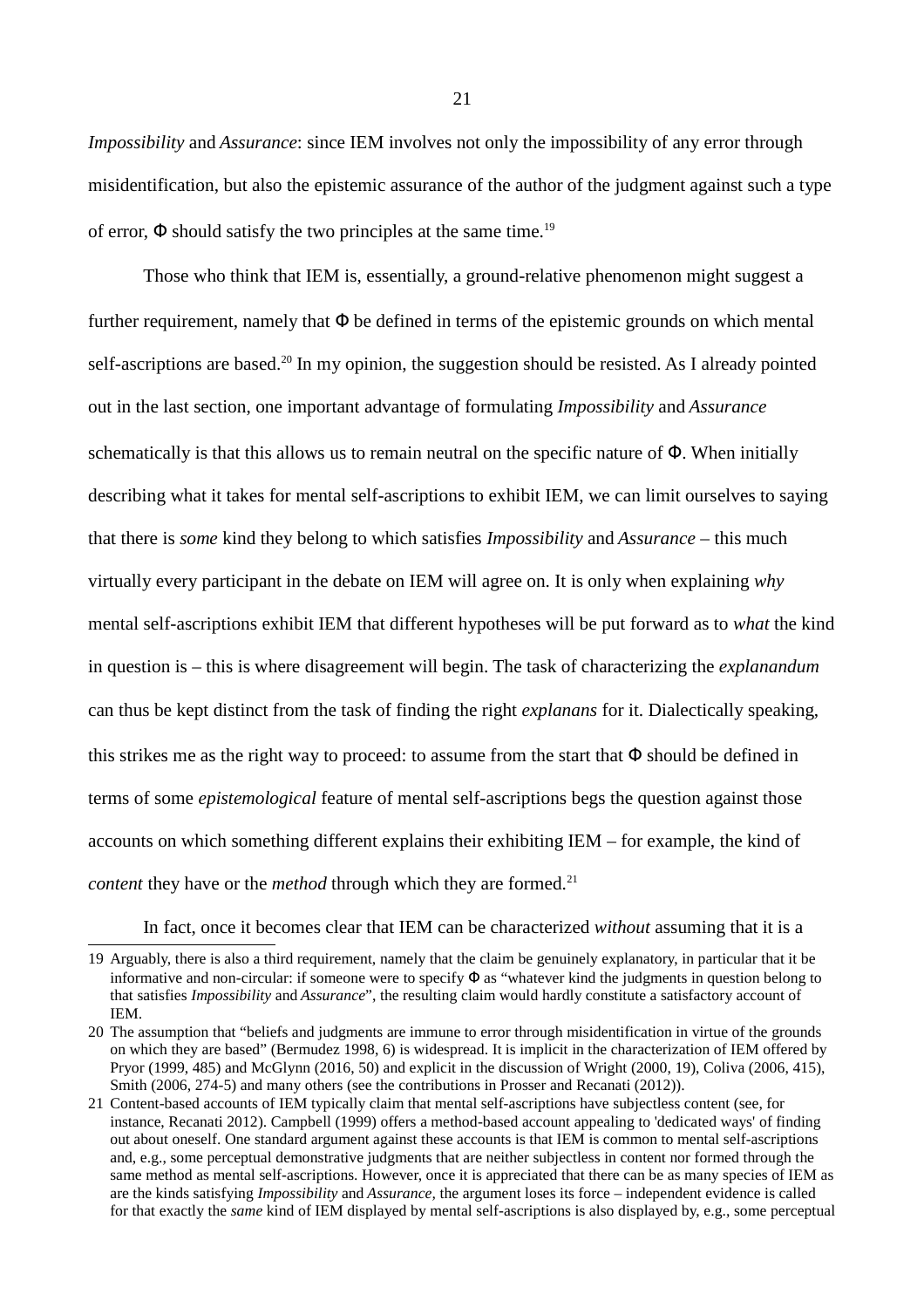*Impossibility* and *Assurance*: since IEM involves not only the impossibility of any error through misidentification, but also the epistemic assurance of the author of the judgment against such a type of error, $\Phi$ should satisfy the two principles at the same time.[19]

Those who think that IEM is, essentially, a ground-relative phenomenon might suggest a further requirement, namely that $\Phi$ be defined in terms of the epistemic grounds on which mental self-ascriptions are based.[20] In my opinion, the suggestion should be resisted. As I already pointed out in the last section, one important advantage of formulating *Impossibility* and *Assurance* schematically is that this allows us to remain neutral on the specific nature of $\Phi$. When initially describing what it takes for mental self-ascriptions to exhibit IEM, we can limit ourselves to saying that there is *some* kind they belong to which satisfies *Impossibility* and *Assurance* – this much virtually every participant in the debate on IEM will agree on. It is only when explaining *why* mental self-ascriptions exhibit IEM that different hypotheses will be put forward as to *what* the kind in question is – this is where disagreement will begin. The task of characterizing the *explanandum* can thus be kept distinct from the task of finding the right *explanans* for it. Dialectically speaking, this strikes me as the right way to proceed: to assume from the start that $\Phi$ should be defined in terms of some *epistemological* feature of mental self-ascriptions begs the question against those accounts on which something different explains their exhibiting IEM – for example, the kind of *content* they have or the *method* through which they are formed.[21]

In fact, once it becomes clear that IEM can be characterized *without* assuming that it is a

---

19 Arguably, there is also a third requirement, namely that the claim be genuinely explanatory, in particular that it be informative and non-circular: if someone were to specify $\Phi$ as "whatever kind the judgments in question belong to that satisfies *Impossibility* and *Assurance*", the resulting claim would hardly constitute a satisfactory account of IEM.

20 The assumption that "beliefs and judgments are immune to error through misidentification in virtue of the grounds on which they are based" (Bermudez 1998, 6) is widespread. It is implicit in the characterization of IEM offered by Pryor (1999, 485) and McGlynn (2016, 50) and explicit in the discussion of Wright (2000, 19), Coliva (2006, 415), Smith (2006, 274-5) and many others (see the contributions in Prosser and Recanati (2012)).

21 Content-based accounts of IEM typically claim that mental self-ascriptions have subjectless content (see, for instance, Recanati 2012). Campbell (1999) offers a method-based account appealing to 'dedicated ways' of finding out about oneself. One standard argument against these accounts is that IEM is common to mental self-ascriptions and, e.g., some perceptual demonstrative judgments that are neither subjectless in content nor formed through the same method as mental self-ascriptions. However, once it is appreciated that there can be as many species of IEM as are the kinds satisfying *Impossibility* and *Assurance*, the argument loses its force – independent evidence is called for that exactly the *same* kind of IEM displayed by mental self-ascriptions is also displayed by, e.g., some perceptual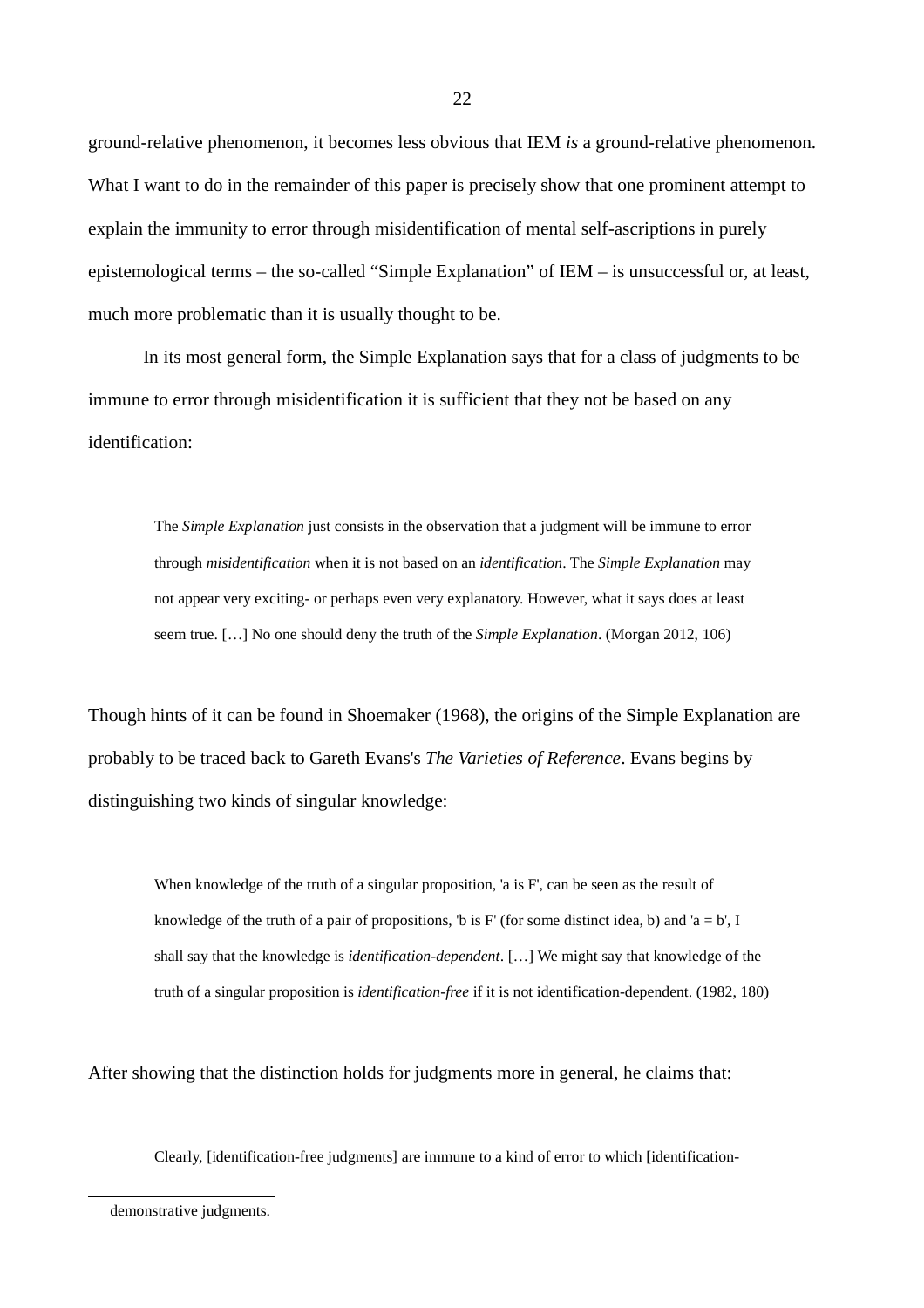ground-relative phenomenon, it becomes less obvious that IEM *is* a ground-relative phenomenon. What I want to do in the remainder of this paper is precisely show that one prominent attempt to explain the immunity to error through misidentification of mental self-ascriptions in purely epistemological terms – the so-called “Simple Explanation” of IEM – is unsuccessful or, at least, much more problematic than it is usually thought to be.

In its most general form, the Simple Explanation says that for a class of judgments to be immune to error through misidentification it is sufficient that they not be based on any identification:

> The *Simple Explanation* just consists in the observation that a judgment will be immune to error through *misidentification* when it is not based on an *identification*. The *Simple Explanation* may not appear very exciting- or perhaps even very explanatory. However, what it says does at least seem true. […] No one should deny the truth of the *Simple Explanation*. (Morgan 2012, 106)

Though hints of it can be found in Shoemaker (1968), the origins of the Simple Explanation are probably to be traced back to Gareth Evans's *The Varieties of Reference*. Evans begins by distinguishing two kinds of singular knowledge:

> When knowledge of the truth of a singular proposition, 'a is F', can be seen as the result of knowledge of the truth of a pair of propositions, 'b is F' (for some distinct idea, b) and 'a = b', I shall say that the knowledge is *identification-dependent*. […] We might say that knowledge of the truth of a singular proposition is *identification-free* if it is not identification-dependent. (1982, 180)

After showing that the distinction holds for judgments more in general, he claims that:

> Clearly, [identification-free judgments] are immune to a kind of error to which [identification-

demonstrative judgments.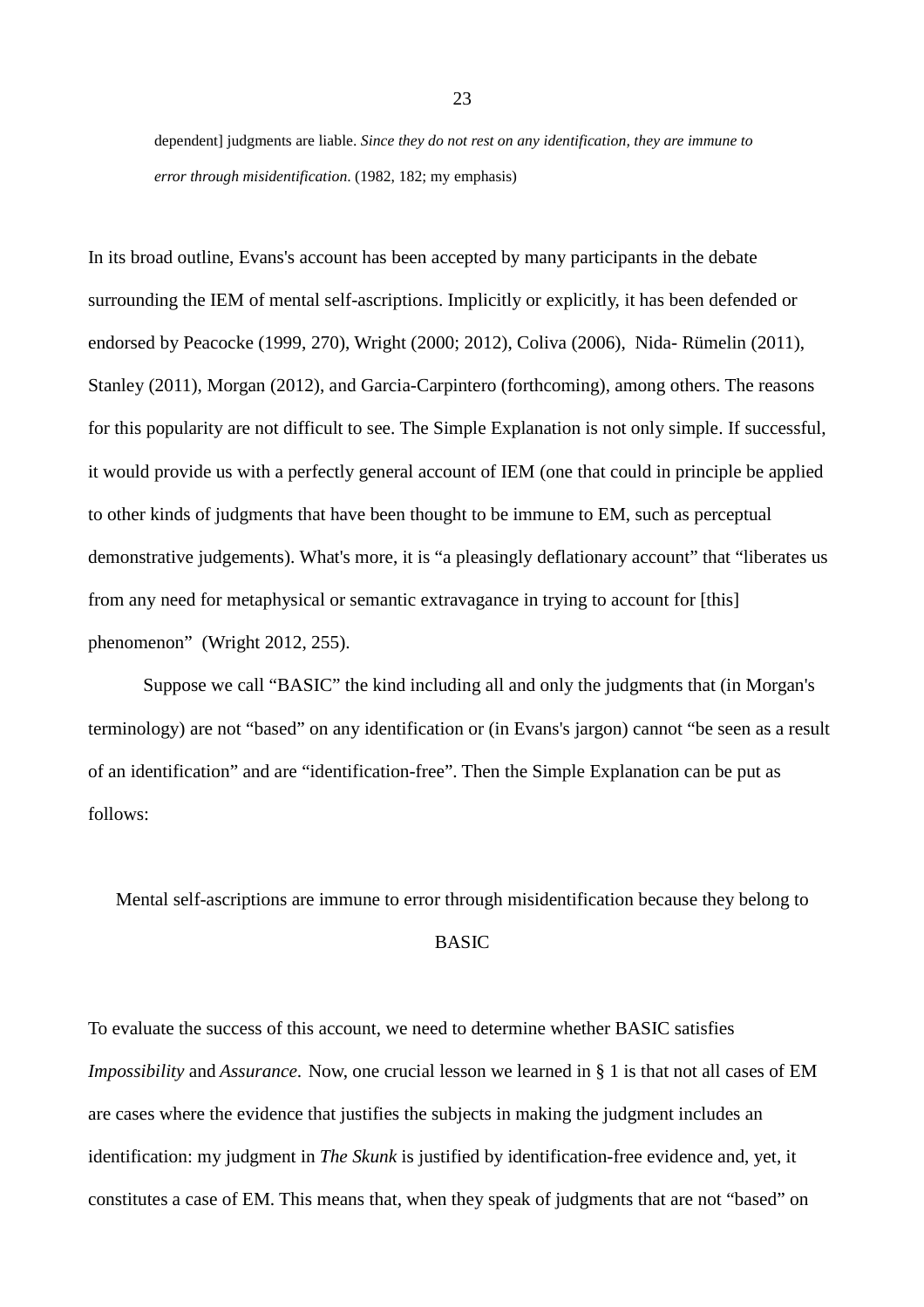> dependent] judgments are liable. *Since they do not rest on any identification, they are immune to error through misidentification*. (1982, 182; my emphasis)

In its broad outline, Evans's account has been accepted by many participants in the debate surrounding the IEM of mental self-ascriptions. Implicitly or explicitly, it has been defended or endorsed by Peacocke (1999, 270), Wright (2000; 2012), Coliva (2006), Nida- Rümelin (2011), Stanley (2011), Morgan (2012), and Garcia-Carpintero (forthcoming), among others. The reasons for this popularity are not difficult to see. The Simple Explanation is not only simple. If successful, it would provide us with a perfectly general account of IEM (one that could in principle be applied to other kinds of judgments that have been thought to be immune to EM, such as perceptual demonstrative judgements). What's more, it is "a pleasingly deflationary account" that "liberates us from any need for metaphysical or semantic extravagance in trying to account for [this] phenomenon" (Wright 2012, 255).

Suppose we call "BASIC" the kind including all and only the judgments that (in Morgan's terminology) are not "based" on any identification or (in Evans's jargon) cannot "be seen as a result of an identification" and are "identification-free". Then the Simple Explanation can be put as follows:

> Mental self-ascriptions are immune to error through misidentification because they belong to BASIC

To evaluate the success of this account, we need to determine whether BASIC satisfies *Impossibility* and *Assurance*. Now, one crucial lesson we learned in § 1 is that not all cases of EM are cases where the evidence that justifies the subjects in making the judgment includes an identification: my judgment in *The Skunk* is justified by identification-free evidence and, yet, it constitutes a case of EM. This means that, when they speak of judgments that are not "based" on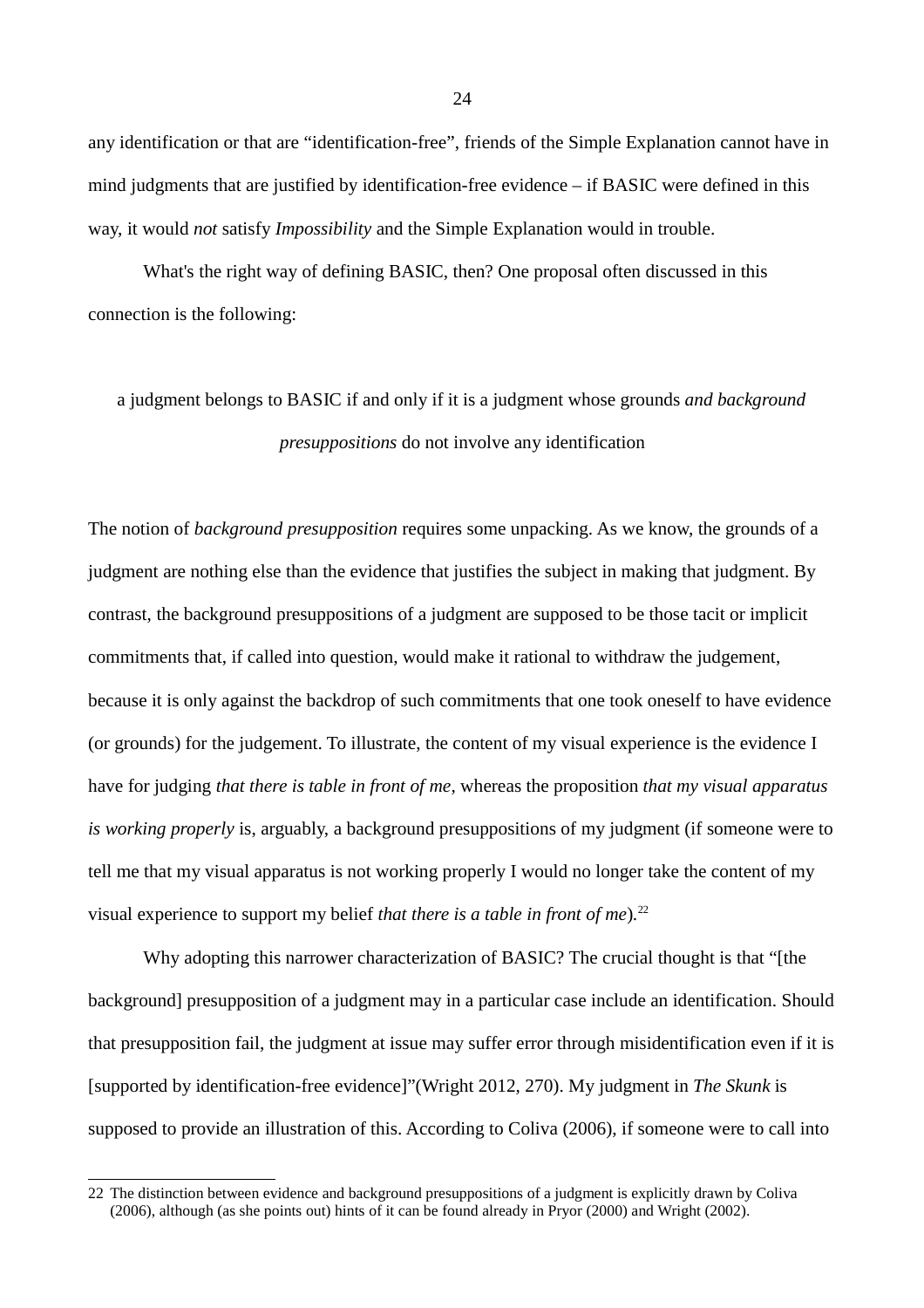any identification or that are “identification-free”, friends of the Simple Explanation cannot have in mind judgments that are justified by identification-free evidence – if BASIC were defined in this way, it would *not* satisfy *Impossibility* and the Simple Explanation would in trouble.

What's the right way of defining BASIC, then? One proposal often discussed in this connection is the following:

> a judgment belongs to BASIC if and only if it is a judgment whose grounds *and background presuppositions* do not involve any identification

The notion of *background presupposition* requires some unpacking. As we know, the grounds of a judgment are nothing else than the evidence that justifies the subject in making that judgment. By contrast, the background presuppositions of a judgment are supposed to be those tacit or implicit commitments that, if called into question, would make it rational to withdraw the judgement, because it is only against the backdrop of such commitments that one took oneself to have evidence (or grounds) for the judgement. To illustrate, the content of my visual experience is the evidence I have for judging *that there is table in front of me*, whereas the proposition *that my visual apparatus is working properly* is, arguably, a background presuppositions of my judgment (if someone were to tell me that my visual apparatus is not working properly I would no longer take the content of my visual experience to support my belief *that there is a table in front of me*).[22]

Why adopting this narrower characterization of BASIC? The crucial thought is that “[the background] presupposition of a judgment may in a particular case include an identification. Should that presupposition fail, the judgment at issue may suffer error through misidentification even if it is [supported by identification-free evidence]”(Wright 2012, 270). My judgment in *The Skunk* is supposed to provide an illustration of this. According to Coliva (2006), if someone were to call into

22 The distinction between evidence and background presuppositions of a judgment is explicitly drawn by Coliva (2006), although (as she points out) hints of it can be found already in Pryor (2000) and Wright (2002).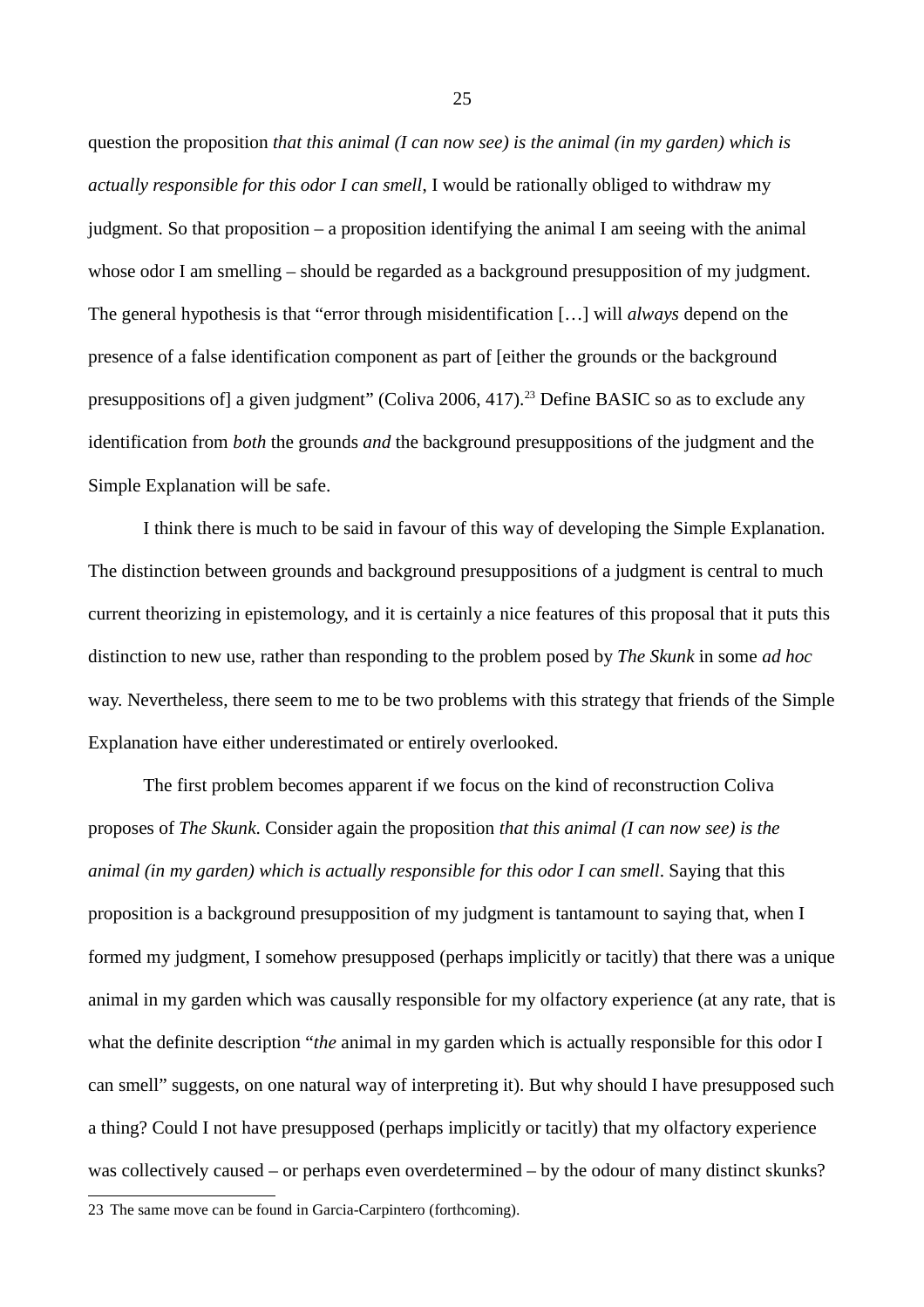question the proposition *that this animal (I can now see) is the animal (in my garden) which is actually responsible for this odor I can smell*, I would be rationally obliged to withdraw my judgment. So that proposition – a proposition identifying the animal I am seeing with the animal whose odor I am smelling – should be regarded as a background presupposition of my judgment. The general hypothesis is that "error through misidentification […] will *always* depend on the presence of a false identification component as part of [either the grounds or the background presuppositions of] a given judgment" (Coliva 2006, 417).[23] Define BASIC so as to exclude any identification from *both* the grounds *and* the background presuppositions of the judgment and the Simple Explanation will be safe.

I think there is much to be said in favour of this way of developing the Simple Explanation. The distinction between grounds and background presuppositions of a judgment is central to much current theorizing in epistemology, and it is certainly a nice features of this proposal that it puts this distinction to new use, rather than responding to the problem posed by *The Skunk* in some *ad hoc* way. Nevertheless, there seem to me to be two problems with this strategy that friends of the Simple Explanation have either underestimated or entirely overlooked.

The first problem becomes apparent if we focus on the kind of reconstruction Coliva proposes of *The Skunk*. Consider again the proposition *that this animal (I can now see) is the animal (in my garden) which is actually responsible for this odor I can smell*. Saying that this proposition is a background presupposition of my judgment is tantamount to saying that, when I formed my judgment, I somehow presupposed (perhaps implicitly or tacitly) that there was a unique animal in my garden which was causally responsible for my olfactory experience (at any rate, that is what the definite description "*the* animal in my garden which is actually responsible for this odor I can smell" suggests, on one natural way of interpreting it). But why should I have presupposed such a thing? Could I not have presupposed (perhaps implicitly or tacitly) that my olfactory experience was collectively caused – or perhaps even overdetermined – by the odour of many distinct skunks?

23 The same move can be found in Garcia-Carpintero (forthcoming).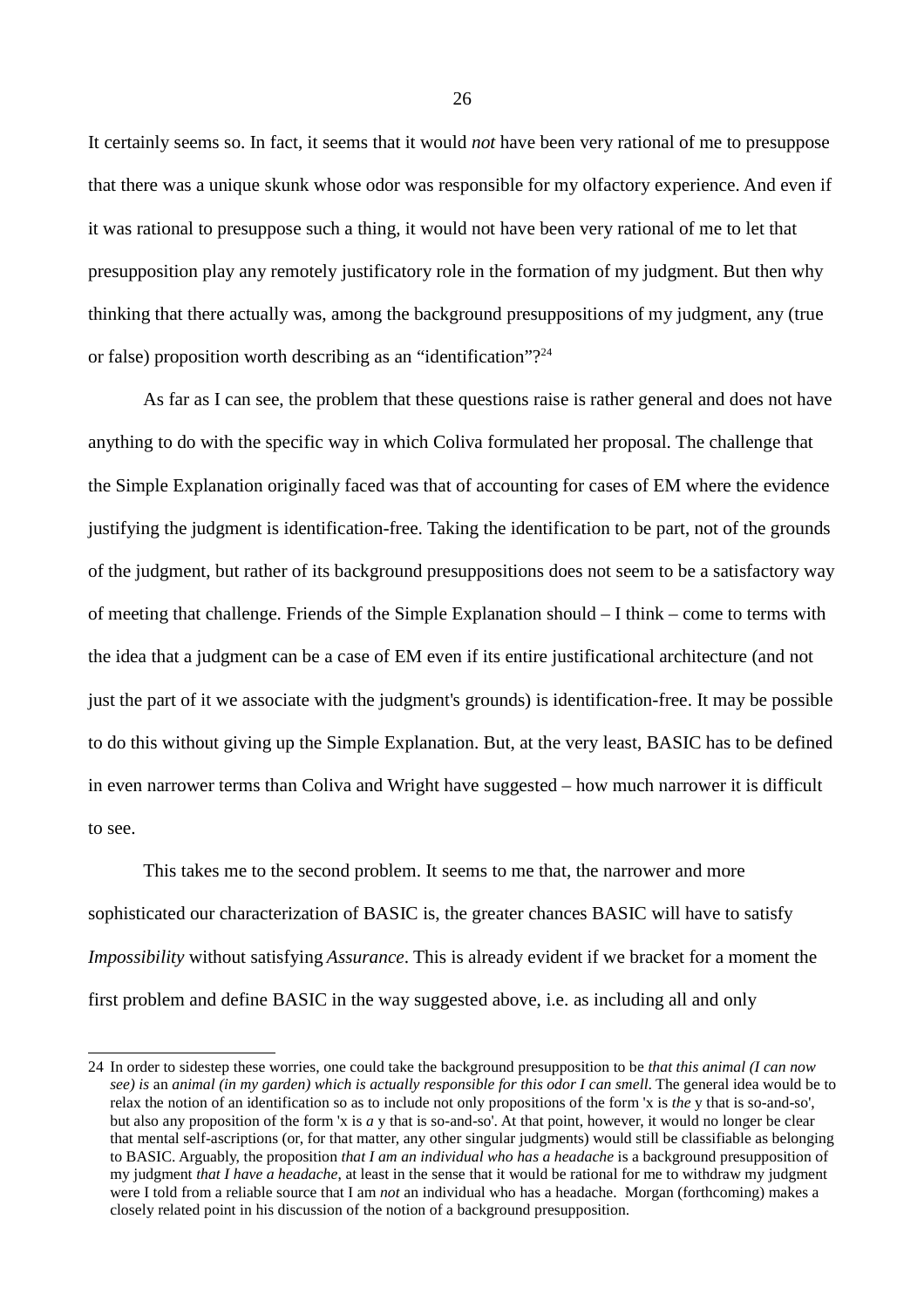It certainly seems so. In fact, it seems that it would *not* have been very rational of me to presuppose that there was a unique skunk whose odor was responsible for my olfactory experience. And even if it was rational to presuppose such a thing, it would not have been very rational of me to let that presupposition play any remotely justificatory role in the formation of my judgment. But then why thinking that there actually was, among the background presuppositions of my judgment, any (true or false) proposition worth describing as an "identification"?[24]

As far as I can see, the problem that these questions raise is rather general and does not have anything to do with the specific way in which Coliva formulated her proposal. The challenge that the Simple Explanation originally faced was that of accounting for cases of EM where the evidence justifying the judgment is identification-free. Taking the identification to be part, not of the grounds of the judgment, but rather of its background presuppositions does not seem to be a satisfactory way of meeting that challenge. Friends of the Simple Explanation should – I think – come to terms with the idea that a judgment can be a case of EM even if its entire justificational architecture (and not just the part of it we associate with the judgment's grounds) is identification-free. It may be possible to do this without giving up the Simple Explanation. But, at the very least, BASIC has to be defined in even narrower terms than Coliva and Wright have suggested – how much narrower it is difficult to see.

This takes me to the second problem. It seems to me that, the narrower and more sophisticated our characterization of BASIC is, the greater chances BASIC will have to satisfy *Impossibility* without satisfying *Assurance*. This is already evident if we bracket for a moment the first problem and define BASIC in the way suggested above, i.e. as including all and only

---

24 In order to sidestep these worries, one could take the background presupposition to be *that this animal (I can now see) is* an *animal (in my garden) which is actually responsible for this odor I can smell*. The general idea would be to relax the notion of an identification so as to include not only propositions of the form 'x is *the* y that is so-and-so', but also any proposition of the form 'x is *a* y that is so-and-so'. At that point, however, it would no longer be clear that mental self-ascriptions (or, for that matter, any other singular judgments) would still be classifiable as belonging to BASIC. Arguably, the proposition *that I am an individual who has a headache* is a background presupposition of my judgment *that I have a headache*, at least in the sense that it would be rational for me to withdraw my judgment were I told from a reliable source that I am *not* an individual who has a headache. Morgan (forthcoming) makes a closely related point in his discussion of the notion of a background presupposition.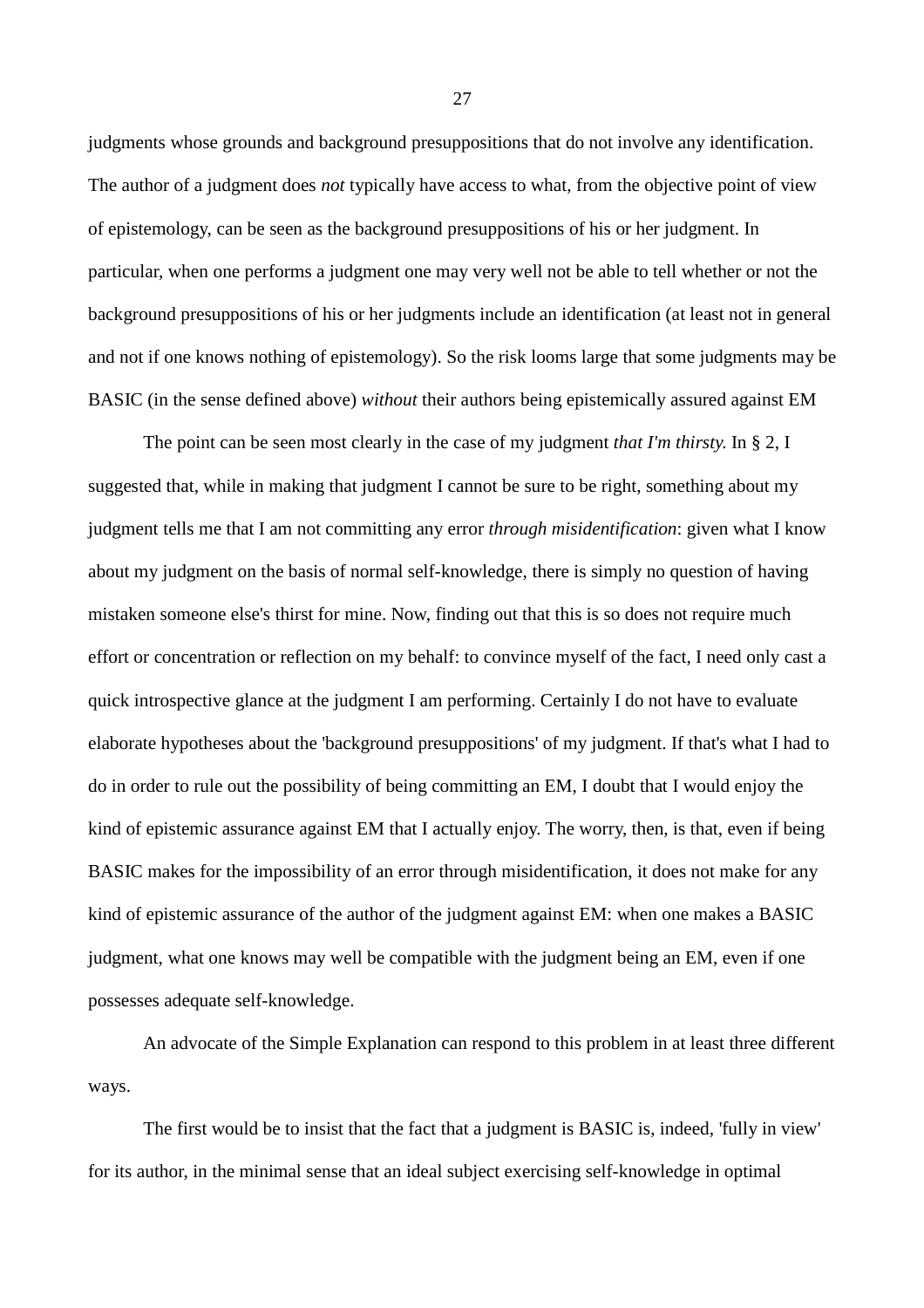judgments whose grounds and background presuppositions that do not involve any identification. The author of a judgment does *not* typically have access to what, from the objective point of view of epistemology, can be seen as the background presuppositions of his or her judgment. In particular, when one performs a judgment one may very well not be able to tell whether or not the background presuppositions of his or her judgments include an identification (at least not in general and not if one knows nothing of epistemology). So the risk looms large that some judgments may be BASIC (in the sense defined above) *without* their authors being epistemically assured against EM

The point can be seen most clearly in the case of my judgment *that I'm thirsty.* In § 2, I suggested that, while in making that judgment I cannot be sure to be right, something about my judgment tells me that I am not committing any error *through misidentification*: given what I know about my judgment on the basis of normal self-knowledge, there is simply no question of having mistaken someone else's thirst for mine. Now, finding out that this is so does not require much effort or concentration or reflection on my behalf: to convince myself of the fact, I need only cast a quick introspective glance at the judgment I am performing. Certainly I do not have to evaluate elaborate hypotheses about the 'background presuppositions' of my judgment. If that's what I had to do in order to rule out the possibility of being committing an EM, I doubt that I would enjoy the kind of epistemic assurance against EM that I actually enjoy. The worry, then, is that, even if being BASIC makes for the impossibility of an error through misidentification, it does not make for any kind of epistemic assurance of the author of the judgment against EM: when one makes a BASIC judgment, what one knows may well be compatible with the judgment being an EM, even if one possesses adequate self-knowledge.

An advocate of the Simple Explanation can respond to this problem in at least three different ways.

The first would be to insist that the fact that a judgment is BASIC is, indeed, 'fully in view' for its author, in the minimal sense that an ideal subject exercising self-knowledge in optimal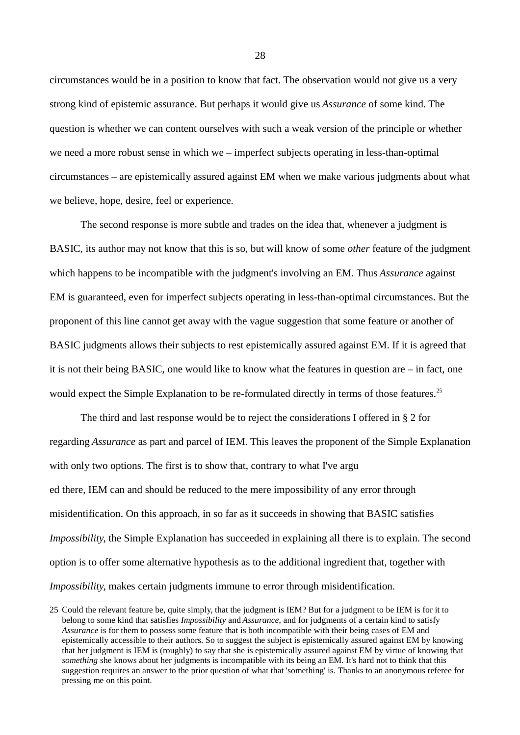circumstances would be in a position to know that fact. The observation would not give us a very strong kind of epistemic assurance. But perhaps it would give us *Assurance* of some kind. The question is whether we can content ourselves with such a weak version of the principle or whether we need a more robust sense in which we – imperfect subjects operating in less-than-optimal circumstances – are epistemically assured against EM when we make various judgments about what we believe, hope, desire, feel or experience.

The second response is more subtle and trades on the idea that, whenever a judgment is BASIC, its author may not know that this is so, but will know of some *other* feature of the judgment which happens to be incompatible with the judgment's involving an EM. Thus *Assurance* against EM is guaranteed, even for imperfect subjects operating in less-than-optimal circumstances. But the proponent of this line cannot get away with the vague suggestion that some feature or another of BASIC judgments allows their subjects to rest epistemically assured against EM. If it is agreed that it is not their being BASIC, one would like to know what the features in question are – in fact, one would expect the Simple Explanation to be re-formulated directly in terms of those features.[25]

The third and last response would be to reject the considerations I offered in § 2 for regarding *Assurance* as part and parcel of IEM. This leaves the proponent of the Simple Explanation with only two options. The first is to show that, contrary to what I've argued there, IEM can and should be reduced to the mere impossibility of any error through misidentification. On this approach, in so far as it succeeds in showing that BASIC satisfies *Impossibility*, the Simple Explanation has succeeded in explaining all there is to explain. The second option is to offer some alternative hypothesis as to the additional ingredient that, together with *Impossibility*, makes certain judgments immune to error through misidentification.

25 Could the relevant feature be, quite simply, that the judgment is IEM? But for a judgment to be IEM is for it to belong to some kind that satisfies *Impossibility* and *Assurance*, and for judgments of a certain kind to satisfy *Assurance* is for them to possess some feature that is both incompatible with their being cases of EM and epistemically accessible to their authors. So to suggest the subject is epistemically assured against EM by knowing that her judgment is IEM is (roughly) to say that she is epistemically assured against EM by virtue of knowing that *something* she knows about her judgments is incompatible with its being an EM. It's hard not to think that this suggestion requires an answer to the prior question of what that 'something' is. Thanks to an anonymous referee for pressing me on this point.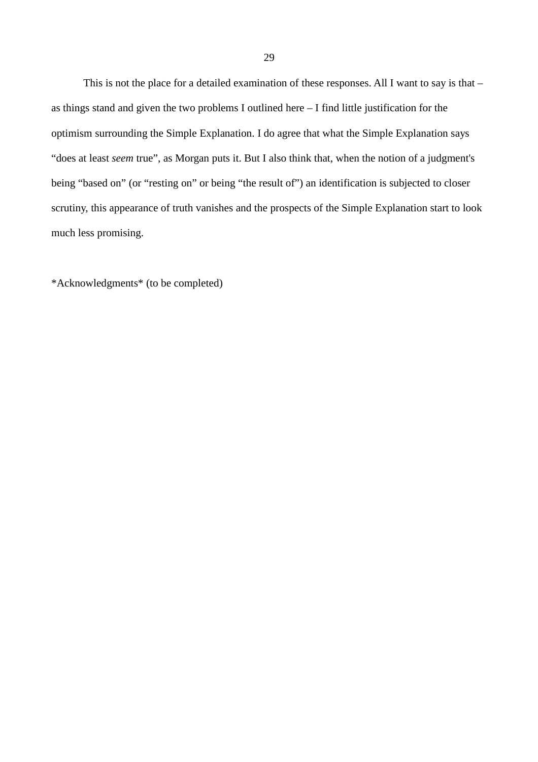This is not the place for a detailed examination of these responses. All I want to say is that – as things stand and given the two problems I outlined here – I find little justification for the optimism surrounding the Simple Explanation. I do agree that what the Simple Explanation says “does at least *seem* true”, as Morgan puts it. But I also think that, when the notion of a judgment's being “based on” (or “resting on” or being “the result of”) an identification is subjected to closer scrutiny, this appearance of truth vanishes and the prospects of the Simple Explanation start to look much less promising.

*Acknowledgments* (to be completed)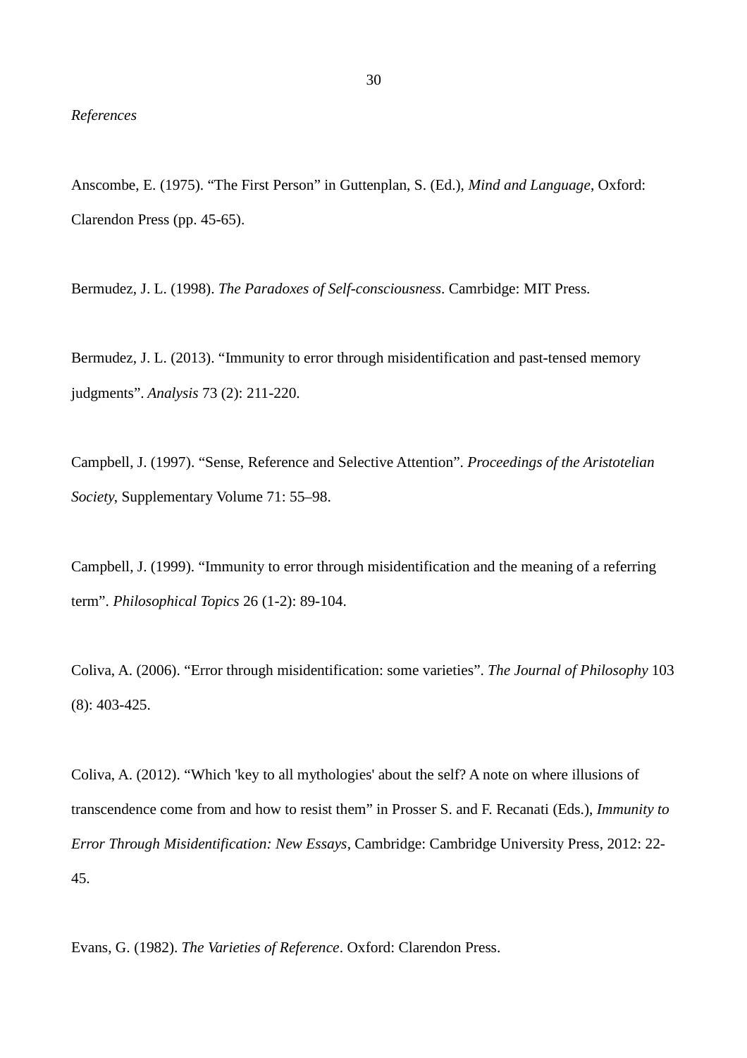*References*

Anscombe, E. (1975). “The First Person” in Guttenplan, S. (Ed.), *Mind and Language*, Oxford: Clarendon Press (pp. 45-65).

Bermudez, J. L. (1998). *The Paradoxes of Self-consciousness*. Camrbidge: MIT Press.

Bermudez, J. L. (2013). “Immunity to error through misidentification and past-tensed memory judgments”. *Analysis* 73 (2): 211-220.

Campbell, J. (1997). “Sense, Reference and Selective Attention”. *Proceedings of the Aristotelian Society*, Supplementary Volume 71: 55–98.

Campbell, J. (1999). “Immunity to error through misidentification and the meaning of a referring term”. *Philosophical Topics* 26 (1-2): 89-104.

Coliva, A. (2006). “Error through misidentification: some varieties”. *The Journal of Philosophy* 103 (8): 403-425.

Coliva, A. (2012). “Which 'key to all mythologies' about the self? A note on where illusions of transcendence come from and how to resist them” in Prosser S. and F. Recanati (Eds.), *Immunity to Error Through Misidentification: New Essays*, Cambridge: Cambridge University Press, 2012: 22-45.

Evans, G. (1982). *The Varieties of Reference*. Oxford: Clarendon Press.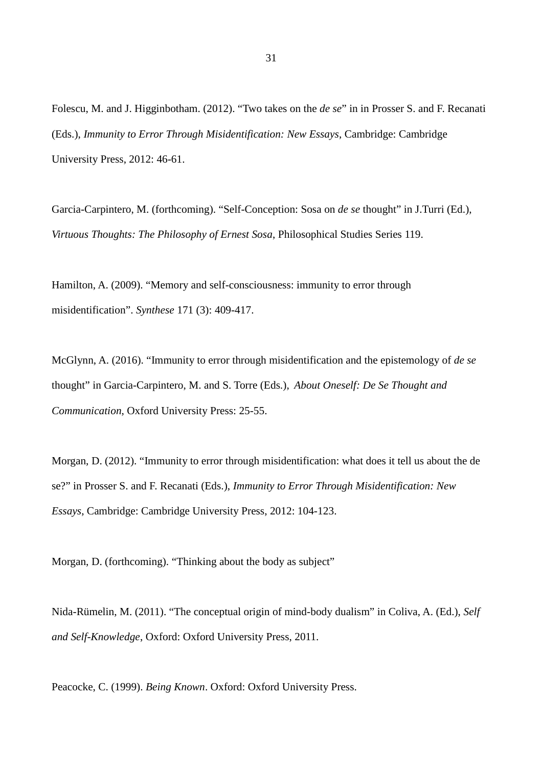Folescu, M. and J. Higginbotham. (2012). “Two takes on the *de se*” in in Prosser S. and F. Recanati (Eds.), *Immunity to Error Through Misidentification: New Essays*, Cambridge: Cambridge University Press, 2012: 46-61.

Garcia-Carpintero, M. (forthcoming). “Self-Conception: Sosa on *de se* thought” in J.Turri (Ed.), *Virtuous Thoughts: The Philosophy of Ernest Sosa*, Philosophical Studies Series 119.

Hamilton, A. (2009). “Memory and self-consciousness: immunity to error through misidentification”. *Synthese* 171 (3): 409-417.

McGlynn, A. (2016). “Immunity to error through misidentification and the epistemology of *de se* thought” in Garcia-Carpintero, M. and S. Torre (Eds.), *About Oneself: De Se Thought and Communication*, Oxford University Press: 25-55.

Morgan, D. (2012). “Immunity to error through misidentification: what does it tell us about the de se?” in Prosser S. and F. Recanati (Eds.), *Immunity to Error Through Misidentification: New Essays*, Cambridge: Cambridge University Press, 2012: 104-123.

Morgan, D. (forthcoming). “Thinking about the body as subject”

Nida-Rümelin, M. (2011). “The conceptual origin of mind-body dualism” in Coliva, A. (Ed.), *Self and Self-Knowledge*, Oxford: Oxford University Press, 2011.

Peacocke, C. (1999). *Being Known*. Oxford: Oxford University Press.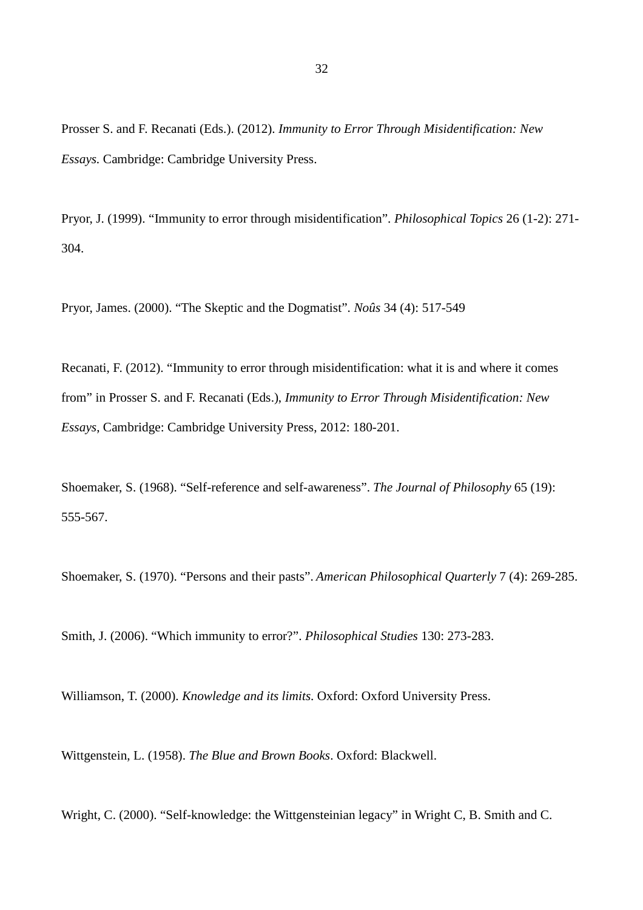Prosser S. and F. Recanati (Eds.). (2012). *Immunity to Error Through Misidentification: New Essays.* Cambridge: Cambridge University Press.

Pryor, J. (1999). “Immunity to error through misidentification”. *Philosophical Topics* 26 (1-2): 271-304.

Pryor, James. (2000). “The Skeptic and the Dogmatist”. *Noûs* 34 (4): 517-549

Recanati, F. (2012). “Immunity to error through misidentification: what it is and where it comes from” in Prosser S. and F. Recanati (Eds.), *Immunity to Error Through Misidentification: New Essays*, Cambridge: Cambridge University Press, 2012: 180-201.

Shoemaker, S. (1968). “Self-reference and self-awareness”. *The Journal of Philosophy* 65 (19): 555-567.

Shoemaker, S. (1970). “Persons and their pasts”. *American Philosophical Quarterly* 7 (4): 269-285.

Smith, J. (2006). “Which immunity to error?”. *Philosophical Studies* 130: 273-283.

Williamson, T. (2000). *Knowledge and its limits*. Oxford: Oxford University Press.

Wittgenstein, L. (1958). *The Blue and Brown Books*. Oxford: Blackwell.

Wright, C. (2000). “Self-knowledge: the Wittgensteinian legacy” in Wright C, B. Smith and C.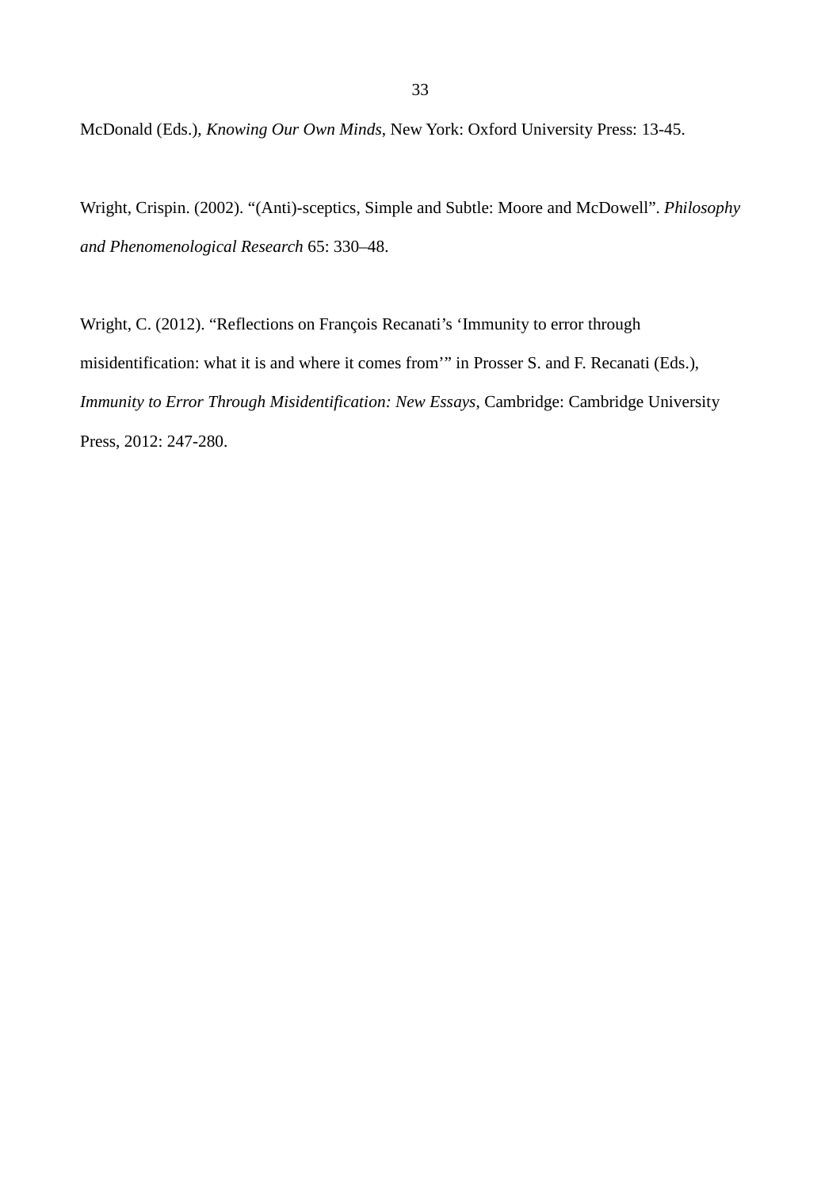McDonald (Eds.), *Knowing Our Own Minds*, New York: Oxford University Press: 13-45.

Wright, Crispin. (2002). "(Anti)-sceptics, Simple and Subtle: Moore and McDowell". *Philosophy and Phenomenological Research* 65: 330–48.

Wright, C. (2012). "Reflections on François Recanati's 'Immunity to error through misidentification: what it is and where it comes from'" in Prosser S. and F. Recanati (Eds.), *Immunity to Error Through Misidentification: New Essays*, Cambridge: Cambridge University Press, 2012: 247-280.